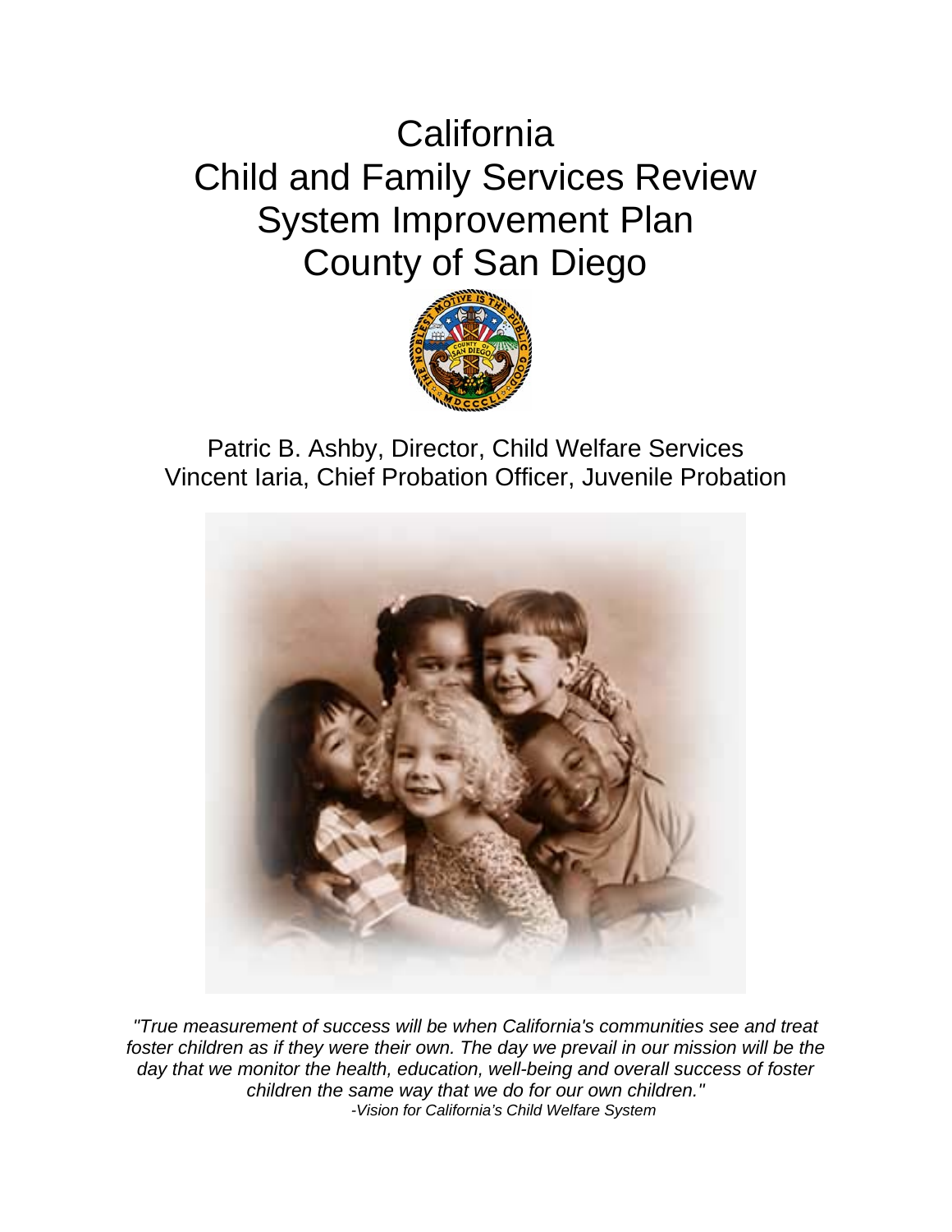# California
# Child and Family Services Review
# System Improvement Plan
# County of San Diego

Patric B. Ashby, Director, Child Welfare Services
Vincent Iaria, Chief Probation Officer, Juvenile Probation

*"True measurement of success will be when California's communities see and treat foster children as if they were their own. The day we prevail in our mission will be the day that we monitor the health, education, well-being and overall success of foster children the same way that we do for our own children."*
*-Vision for California's Child Welfare System*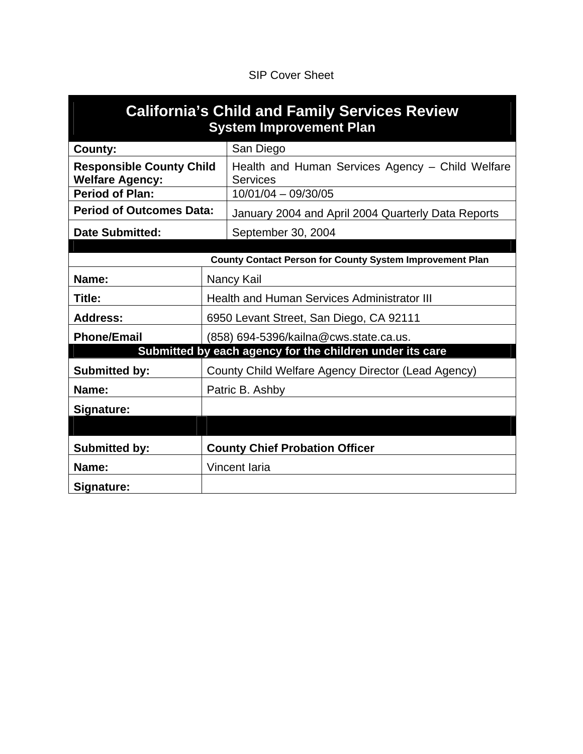SIP Cover Sheet

| California's Child and Family Services Review<br>System Improvement Plan | |
|---|---|
| **County:** | San Diego |
| **Responsible County Child Welfare Agency:** | Health and Human Services Agency – Child Welfare Services |
| **Period of Plan:** | 10/01/04 – 09/30/05 |
| **Period of Outcomes Data:** | January 2004 and April 2004 Quarterly Data Reports |
| **Date Submitted:** | September 30, 2004 |

| County Contact Person for County System Improvement Plan | |
|---|---|
| **Name:** | Nancy Kail |
| **Title:** | Health and Human Services Administrator III |
| **Address:** | 6950 Levant Street, San Diego, CA 92111 |
| **Phone/Email** | (858) 694-5396/kailna@cws.state.ca.us. |

| Submitted by each agency for the children under its care | |
|---|---|
| **Submitted by:** | County Child Welfare Agency Director (Lead Agency) |
| **Name:** | Patric B. Ashby |
| **Signature:** | |
| | |
| **Submitted by:** | **County Chief Probation Officer** |
| **Name:** | Vincent Iaria |
| **Signature:** | |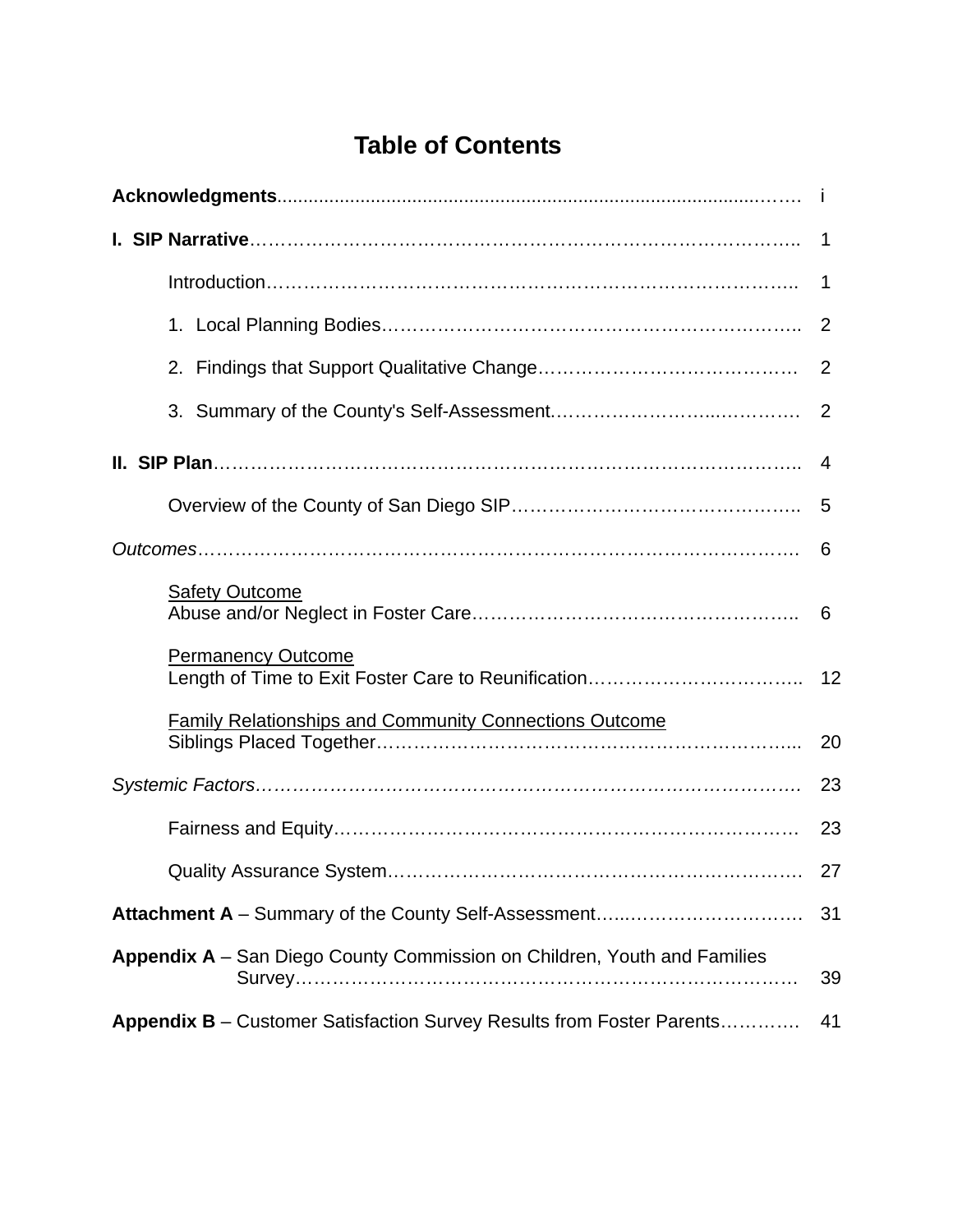# Table of Contents

| | |
|---|---|
| **Acknowledgments** | i |
| **I. SIP Narrative** | 1 |
| Introduction | 1 |
| 1. Local Planning Bodies | 2 |
| 2. Findings that Support Qualitative Change | 2 |
| 3. Summary of the County's Self-Assessment | 2 |
| **II. SIP Plan** | 4 |
| Overview of the County of San Diego SIP | 5 |
| *Outcomes* | 6 |
| Safety Outcome<br>Abuse and/or Neglect in Foster Care | 6 |
| Permanency Outcome<br>Length of Time to Exit Foster Care to Reunification | 12 |
| Family Relationships and Community Connections Outcome<br>Siblings Placed Together | 20 |
| *Systemic Factors* | 23 |
| Fairness and Equity | 23 |
| Quality Assurance System | 27 |
| **Attachment A** – Summary of the County Self-Assessment | 31 |
| **Appendix A** – San Diego County Commission on Children, Youth and Families Survey | 39 |
| **Appendix B** – Customer Satisfaction Survey Results from Foster Parents | 41 |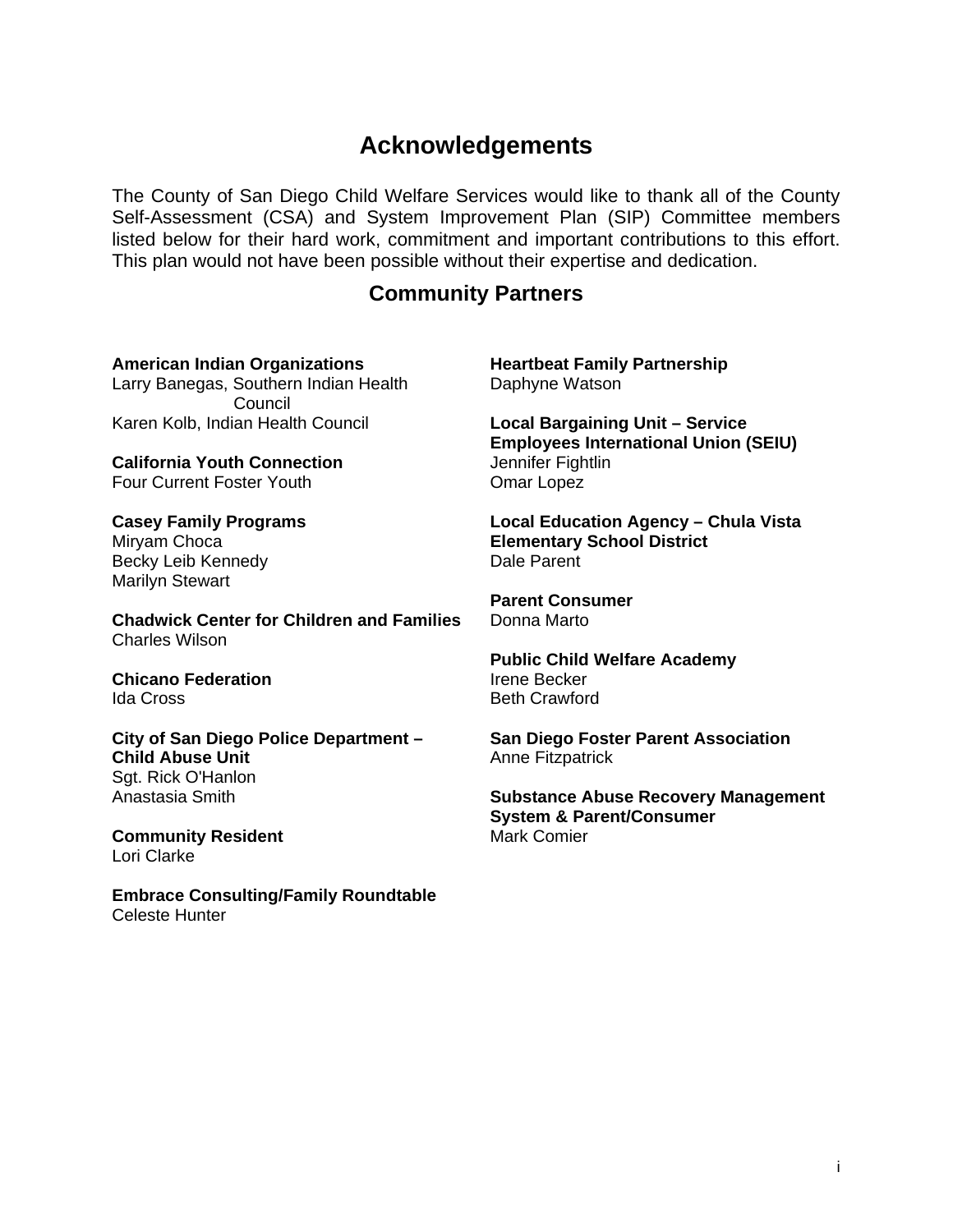# Acknowledgements

The County of San Diego Child Welfare Services would like to thank all of the County Self-Assessment (CSA) and System Improvement Plan (SIP) Committee members listed below for their hard work, commitment and important contributions to this effort. This plan would not have been possible without their expertise and dedication.

## Community Partners

**American Indian Organizations**
Larry Banegas, Southern Indian Health Council
Karen Kolb, Indian Health Council

**California Youth Connection**
Four Current Foster Youth

**Casey Family Programs**
Miryam Choca
Becky Leib Kennedy
Marilyn Stewart

**Chadwick Center for Children and Families**
Charles Wilson

**Chicano Federation**
Ida Cross

**City of San Diego Police Department – Child Abuse Unit**
Sgt. Rick O'Hanlon
Anastasia Smith

**Community Resident**
Lori Clarke

**Embrace Consulting/Family Roundtable**
Celeste Hunter

**Heartbeat Family Partnership**
Daphyne Watson

**Local Bargaining Unit – Service Employees International Union (SEIU)**
Jennifer Fightlin
Omar Lopez

**Local Education Agency – Chula Vista Elementary School District**
Dale Parent

**Parent Consumer**
Donna Marto

**Public Child Welfare Academy**
Irene Becker
Beth Crawford

**San Diego Foster Parent Association**
Anne Fitzpatrick

**Substance Abuse Recovery Management System & Parent/Consumer**
Mark Comier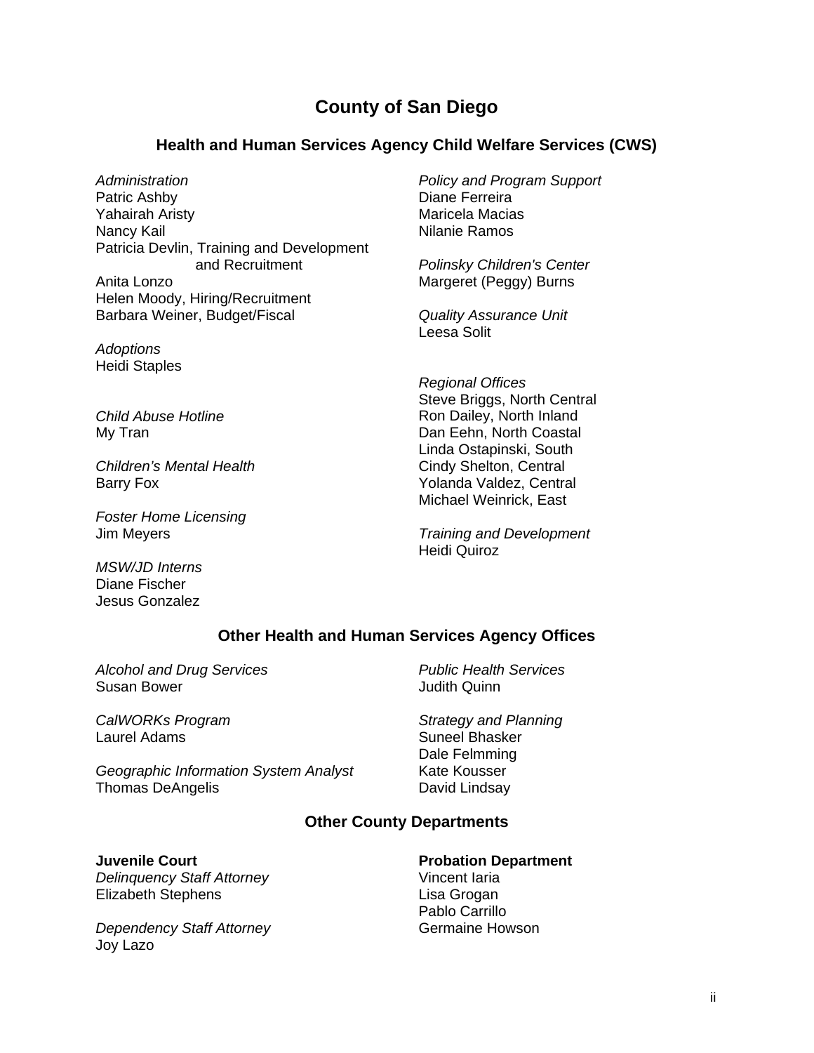# County of San Diego

## Health and Human Services Agency Child Welfare Services (CWS)

*Administration*
Patric Ashby
Yahairah Aristy
Nancy Kail
Patricia Devlin, Training and Development and Recruitment
Anita Lonzo
Helen Moody, Hiring/Recruitment
Barbara Weiner, Budget/Fiscal

*Adoptions*
Heidi Staples

*Child Abuse Hotline*
My Tran

*Children's Mental Health*
Barry Fox

*Foster Home Licensing*
Jim Meyers

*MSW/JD Interns*
Diane Fischer
Jesus Gonzalez

*Policy and Program Support*
Diane Ferreira
Maricela Macias
Nilanie Ramos

*Polinsky Children's Center*
Margeret (Peggy) Burns

*Quality Assurance Unit*
Leesa Solit

*Regional Offices*
Steve Briggs, North Central
Ron Dailey, North Inland
Dan Eehn, North Coastal
Linda Ostapinski, South
Cindy Shelton, Central
Yolanda Valdez, Central
Michael Weinrick, East

*Training and Development*
Heidi Quiroz

## Other Health and Human Services Agency Offices

*Alcohol and Drug Services*
Susan Bower

*CalWORKs Program*
Laurel Adams

*Geographic Information System Analyst*
Thomas DeAngelis

*Public Health Services*
Judith Quinn

*Strategy and Planning*
Suneel Bhasker
Dale Felmming
Kate Kousser
David Lindsay

## Other County Departments

**Juvenile Court**
*Delinquency Staff Attorney*
Elizabeth Stephens

*Dependency Staff Attorney*
Joy Lazo

**Probation Department**
Vincent Iaria
Lisa Grogan
Pablo Carrillo
Germaine Howson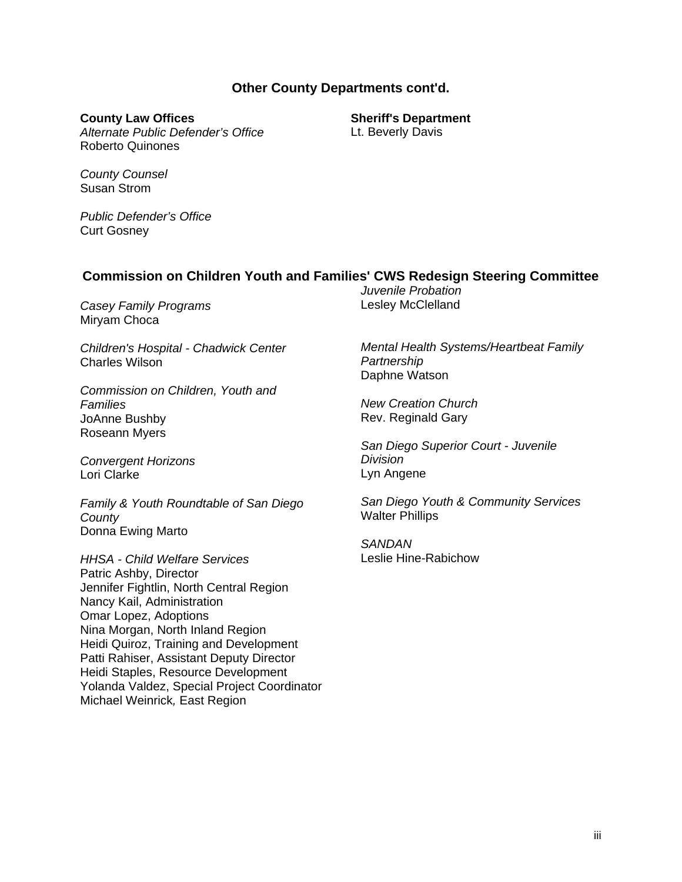## Other County Departments cont'd.

**County Law Offices**

*Alternate Public Defender's Office*
Roberto Quinones

*County Counsel*
Susan Strom

*Public Defender's Office*
Curt Gosney

**Sheriff's Department**
Lt. Beverly Davis

## Commission on Children Youth and Families' CWS Redesign Steering Committee

*Casey Family Programs*
Miryam Choca

*Children's Hospital - Chadwick Center*
Charles Wilson

*Commission on Children, Youth and Families*
JoAnne Bushby
Roseann Myers

*Convergent Horizons*
Lori Clarke

*Family & Youth Roundtable of San Diego County*
Donna Ewing Marto

*HHSA - Child Welfare Services*
Patric Ashby, Director
Jennifer Fightlin, North Central Region
Nancy Kail, Administration
Omar Lopez, Adoptions
Nina Morgan, North Inland Region
Heidi Quiroz, Training and Development
Patti Rahiser, Assistant Deputy Director
Heidi Staples, Resource Development
Yolanda Valdez, Special Project Coordinator
Michael Weinrick, East Region

*Juvenile Probation*
Lesley McClelland

*Mental Health Systems/Heartbeat Family Partnership*
Daphne Watson

*New Creation Church*
Rev. Reginald Gary

*San Diego Superior Court - Juvenile Division*
Lyn Angene

*San Diego Youth & Community Services*
Walter Phillips

*SANDAN*
Leslie Hine-Rabichow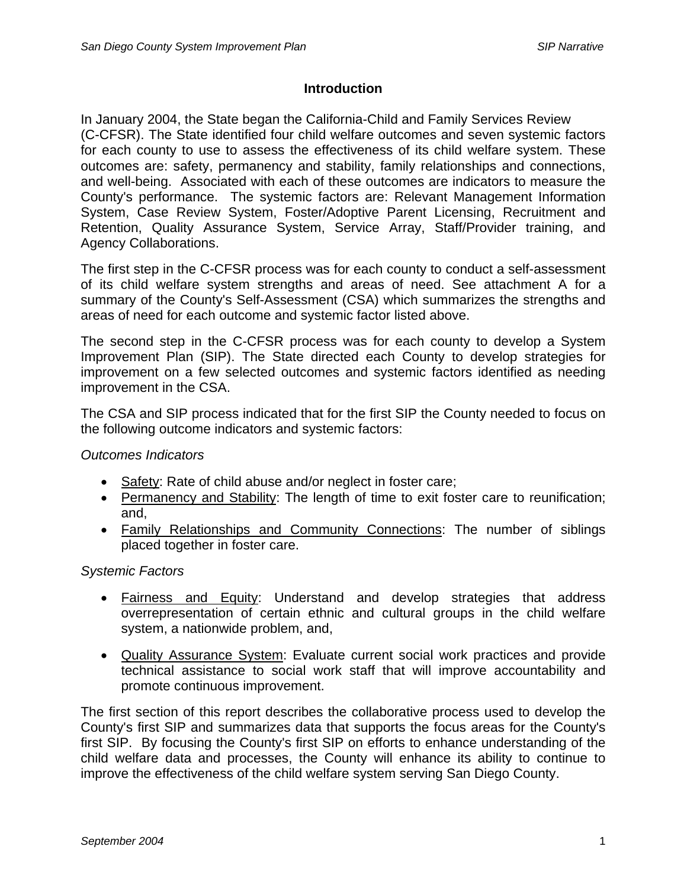## Introduction

In January 2004, the State began the California-Child and Family Services Review (C-CFSR). The State identified four child welfare outcomes and seven systemic factors for each county to use to assess the effectiveness of its child welfare system. These outcomes are: safety, permanency and stability, family relationships and connections, and well-being. Associated with each of these outcomes are indicators to measure the County's performance. The systemic factors are: Relevant Management Information System, Case Review System, Foster/Adoptive Parent Licensing, Recruitment and Retention, Quality Assurance System, Service Array, Staff/Provider training, and Agency Collaborations.

The first step in the C-CFSR process was for each county to conduct a self-assessment of its child welfare system strengths and areas of need. See attachment A for a summary of the County's Self-Assessment (CSA) which summarizes the strengths and areas of need for each outcome and systemic factor listed above.

The second step in the C-CFSR process was for each county to develop a System Improvement Plan (SIP). The State directed each County to develop strategies for improvement on a few selected outcomes and systemic factors identified as needing improvement in the CSA.

The CSA and SIP process indicated that for the first SIP the County needed to focus on the following outcome indicators and systemic factors:

*Outcomes Indicators*

- Safety: Rate of child abuse and/or neglect in foster care;
- Permanency and Stability: The length of time to exit foster care to reunification; and,
- Family Relationships and Community Connections: The number of siblings placed together in foster care.

*Systemic Factors*

- Fairness and Equity: Understand and develop strategies that address overrepresentation of certain ethnic and cultural groups in the child welfare system, a nationwide problem, and,
- Quality Assurance System: Evaluate current social work practices and provide technical assistance to social work staff that will improve accountability and promote continuous improvement.

The first section of this report describes the collaborative process used to develop the County's first SIP and summarizes data that supports the focus areas for the County's first SIP. By focusing the County's first SIP on efforts to enhance understanding of the child welfare data and processes, the County will enhance its ability to continue to improve the effectiveness of the child welfare system serving San Diego County.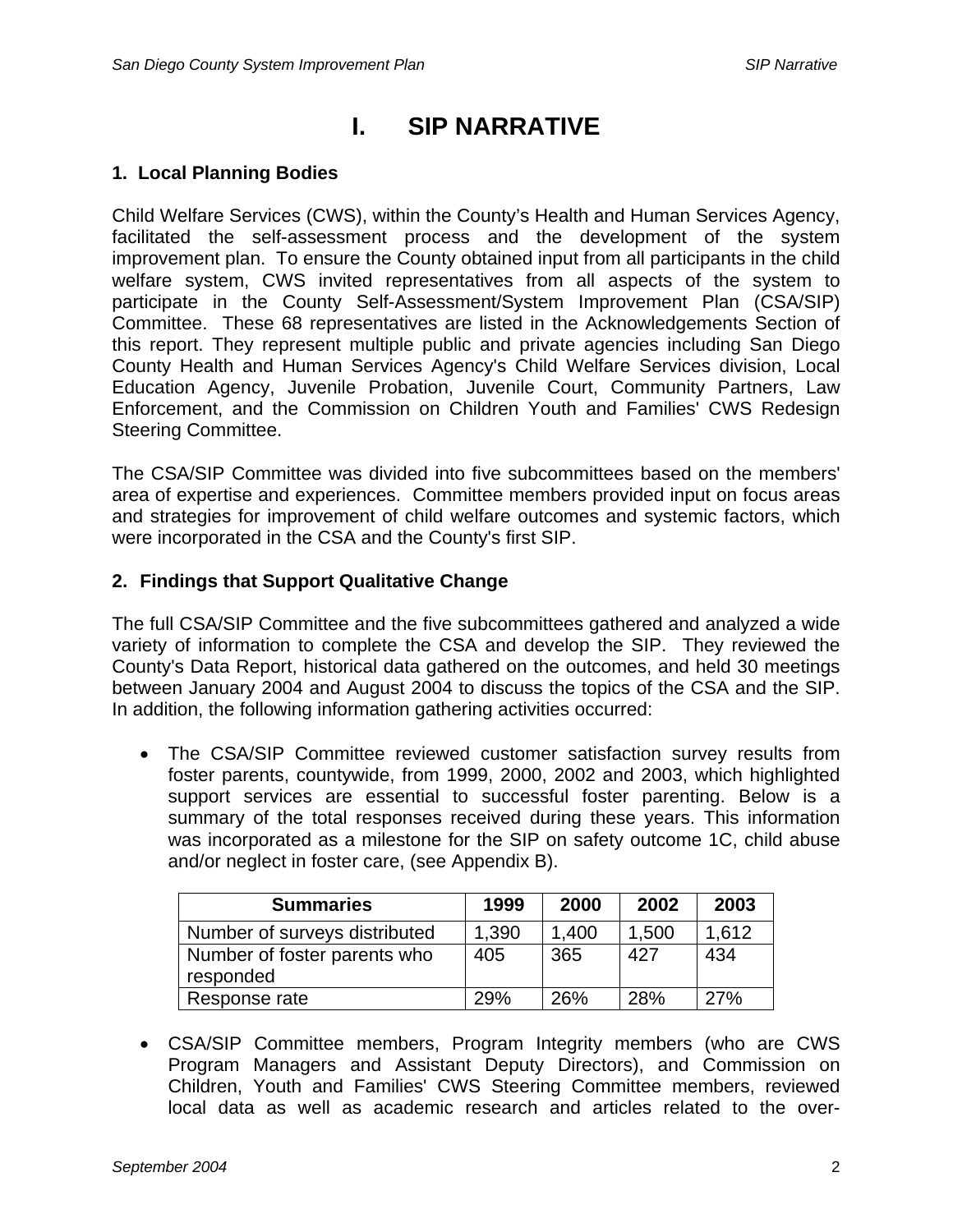# I. SIP NARRATIVE

## 1. Local Planning Bodies

Child Welfare Services (CWS), within the County's Health and Human Services Agency, facilitated the self-assessment process and the development of the system improvement plan. To ensure the County obtained input from all participants in the child welfare system, CWS invited representatives from all aspects of the system to participate in the County Self-Assessment/System Improvement Plan (CSA/SIP) Committee. These 68 representatives are listed in the Acknowledgements Section of this report. They represent multiple public and private agencies including San Diego County Health and Human Services Agency's Child Welfare Services division, Local Education Agency, Juvenile Probation, Juvenile Court, Community Partners, Law Enforcement, and the Commission on Children Youth and Families' CWS Redesign Steering Committee.

The CSA/SIP Committee was divided into five subcommittees based on the members' area of expertise and experiences. Committee members provided input on focus areas and strategies for improvement of child welfare outcomes and systemic factors, which were incorporated in the CSA and the County's first SIP.

## 2. Findings that Support Qualitative Change

The full CSA/SIP Committee and the five subcommittees gathered and analyzed a wide variety of information to complete the CSA and develop the SIP. They reviewed the County's Data Report, historical data gathered on the outcomes, and held 30 meetings between January 2004 and August 2004 to discuss the topics of the CSA and the SIP. In addition, the following information gathering activities occurred:

- The CSA/SIP Committee reviewed customer satisfaction survey results from foster parents, countywide, from 1999, 2000, 2002 and 2003, which highlighted support services are essential to successful foster parenting. Below is a summary of the total responses received during these years. This information was incorporated as a milestone for the SIP on safety outcome 1C, child abuse and/or neglect in foster care, (see Appendix B).

| Summaries | 1999 | 2000 | 2002 | 2003 |
|---|---|---|---|---|
| Number of surveys distributed | 1,390 | 1,400 | 1,500 | 1,612 |
| Number of foster parents who responded | 405 | 365 | 427 | 434 |
| Response rate | 29% | 26% | 28% | 27% |

- CSA/SIP Committee members, Program Integrity members (who are CWS Program Managers and Assistant Deputy Directors), and Commission on Children, Youth and Families' CWS Steering Committee members, reviewed local data as well as academic research and articles related to the over-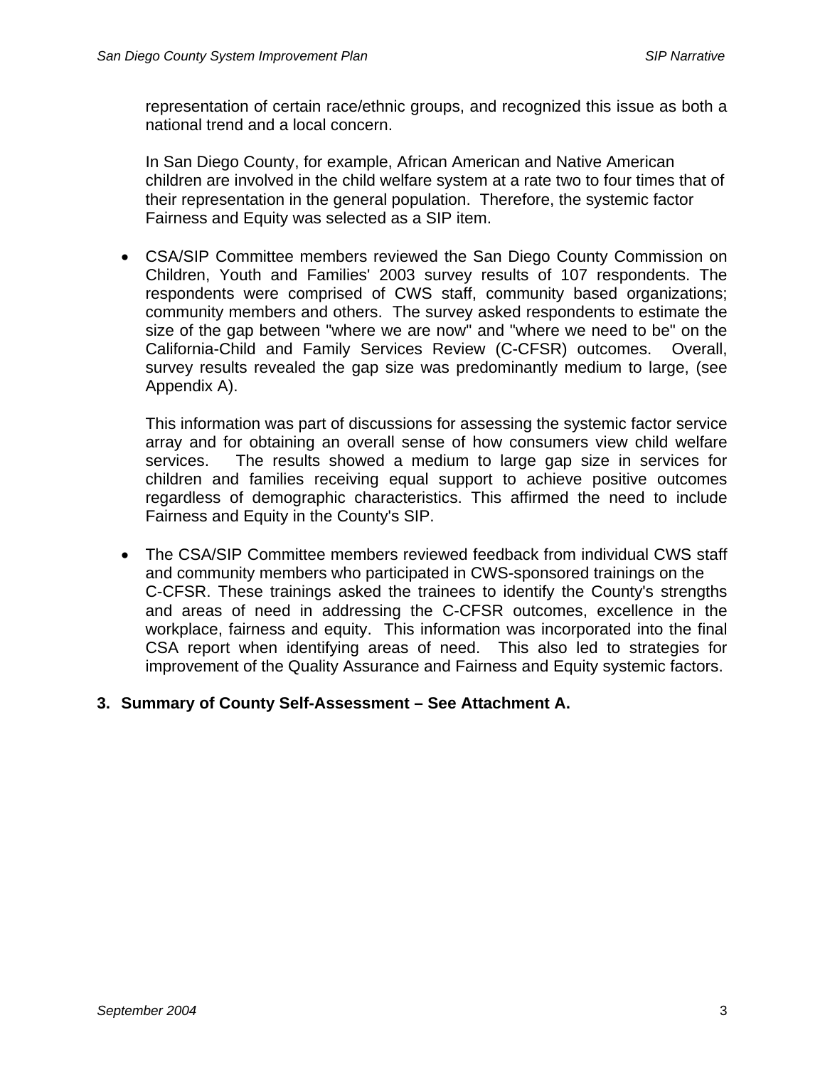representation of certain race/ethnic groups, and recognized this issue as both a national trend and a local concern.

In San Diego County, for example, African American and Native American children are involved in the child welfare system at a rate two to four times that of their representation in the general population. Therefore, the systemic factor Fairness and Equity was selected as a SIP item.

- CSA/SIP Committee members reviewed the San Diego County Commission on Children, Youth and Families' 2003 survey results of 107 respondents. The respondents were comprised of CWS staff, community based organizations; community members and others. The survey asked respondents to estimate the size of the gap between "where we are now" and "where we need to be" on the California-Child and Family Services Review (C-CFSR) outcomes. Overall, survey results revealed the gap size was predominantly medium to large, (see Appendix A).

  This information was part of discussions for assessing the systemic factor service array and for obtaining an overall sense of how consumers view child welfare services. The results showed a medium to large gap size in services for children and families receiving equal support to achieve positive outcomes regardless of demographic characteristics. This affirmed the need to include Fairness and Equity in the County's SIP.

- The CSA/SIP Committee members reviewed feedback from individual CWS staff and community members who participated in CWS-sponsored trainings on the C-CFSR. These trainings asked the trainees to identify the County's strengths and areas of need in addressing the C-CFSR outcomes, excellence in the workplace, fairness and equity. This information was incorporated into the final CSA report when identifying areas of need. This also led to strategies for improvement of the Quality Assurance and Fairness and Equity systemic factors.

**3. Summary of County Self-Assessment – See Attachment A.**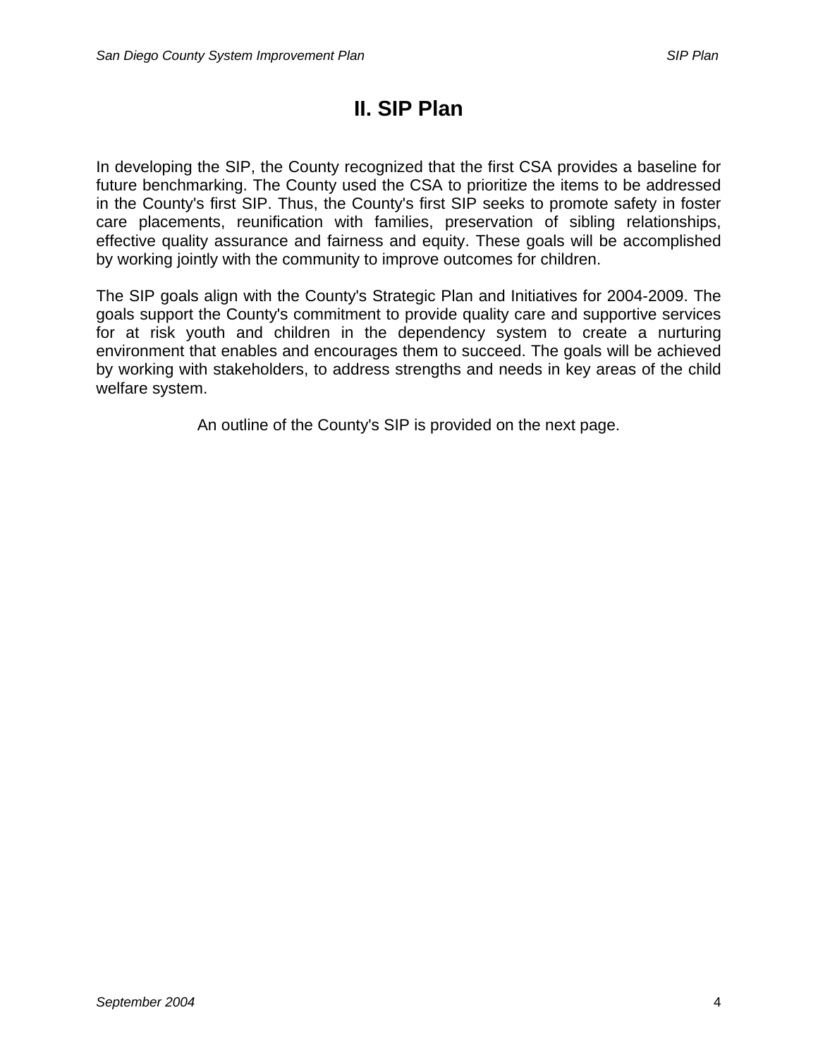# II. SIP Plan

In developing the SIP, the County recognized that the first CSA provides a baseline for future benchmarking. The County used the CSA to prioritize the items to be addressed in the County's first SIP. Thus, the County's first SIP seeks to promote safety in foster care placements, reunification with families, preservation of sibling relationships, effective quality assurance and fairness and equity. These goals will be accomplished by working jointly with the community to improve outcomes for children.

The SIP goals align with the County's Strategic Plan and Initiatives for 2004-2009. The goals support the County's commitment to provide quality care and supportive services for at risk youth and children in the dependency system to create a nurturing environment that enables and encourages them to succeed. The goals will be achieved by working with stakeholders, to address strengths and needs in key areas of the child welfare system.

An outline of the County's SIP is provided on the next page.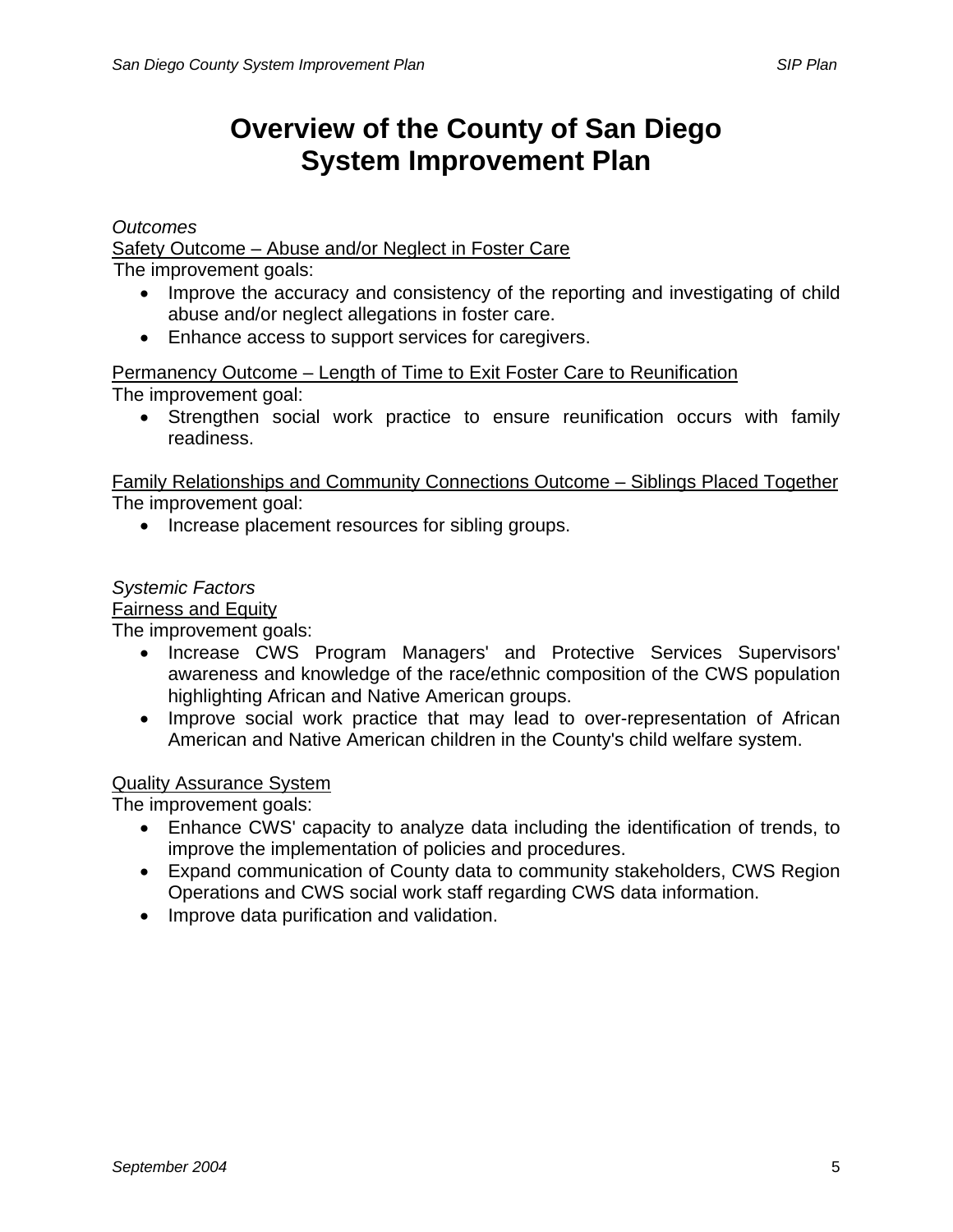# Overview of the County of San Diego System Improvement Plan

*Outcomes*

Safety Outcome – Abuse and/or Neglect in Foster Care

The improvement goals:

- Improve the accuracy and consistency of the reporting and investigating of child abuse and/or neglect allegations in foster care.
- Enhance access to support services for caregivers.

Permanency Outcome – Length of Time to Exit Foster Care to Reunification

The improvement goal:

- Strengthen social work practice to ensure reunification occurs with family readiness.

Family Relationships and Community Connections Outcome – Siblings Placed Together

The improvement goal:

- Increase placement resources for sibling groups.

*Systemic Factors*

Fairness and Equity

The improvement goals:

- Increase CWS Program Managers' and Protective Services Supervisors' awareness and knowledge of the race/ethnic composition of the CWS population highlighting African and Native American groups.
- Improve social work practice that may lead to over-representation of African American and Native American children in the County's child welfare system.

Quality Assurance System

The improvement goals:

- Enhance CWS' capacity to analyze data including the identification of trends, to improve the implementation of policies and procedures.
- Expand communication of County data to community stakeholders, CWS Region Operations and CWS social work staff regarding CWS data information.
- Improve data purification and validation.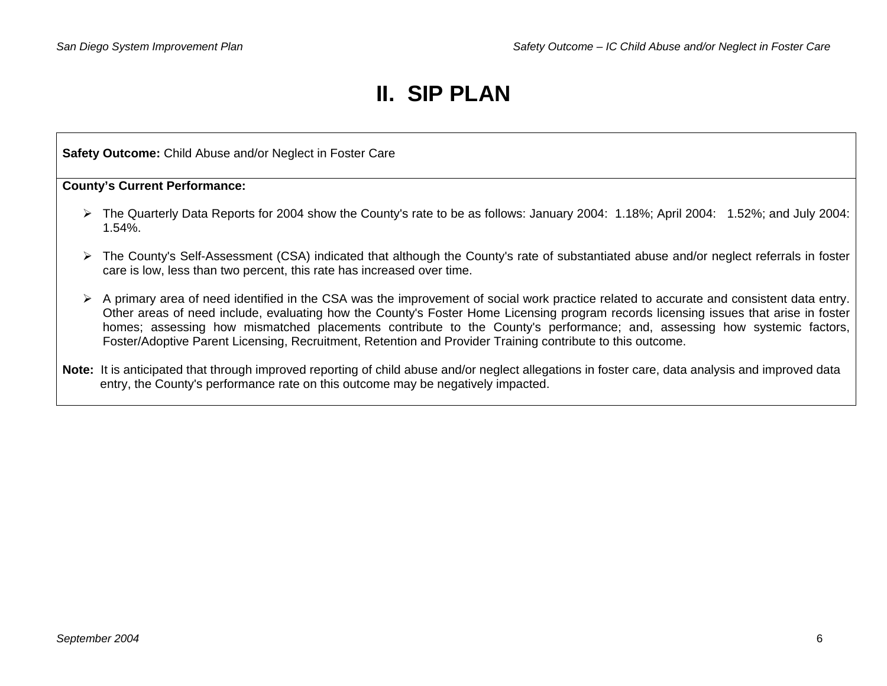# II. SIP PLAN

**Safety Outcome:** Child Abuse and/or Neglect in Foster Care

**County's Current Performance:**

- The Quarterly Data Reports for 2004 show the County's rate to be as follows: January 2004: 1.18%; April 2004: 1.52%; and July 2004: 1.54%.
- The County's Self-Assessment (CSA) indicated that although the County's rate of substantiated abuse and/or neglect referrals in foster care is low, less than two percent, this rate has increased over time.
- A primary area of need identified in the CSA was the improvement of social work practice related to accurate and consistent data entry. Other areas of need include, evaluating how the County's Foster Home Licensing program records licensing issues that arise in foster homes; assessing how mismatched placements contribute to the County's performance; and, assessing how systemic factors, Foster/Adoptive Parent Licensing, Recruitment, Retention and Provider Training contribute to this outcome.

**Note:** It is anticipated that through improved reporting of child abuse and/or neglect allegations in foster care, data analysis and improved data entry, the County's performance rate on this outcome may be negatively impacted.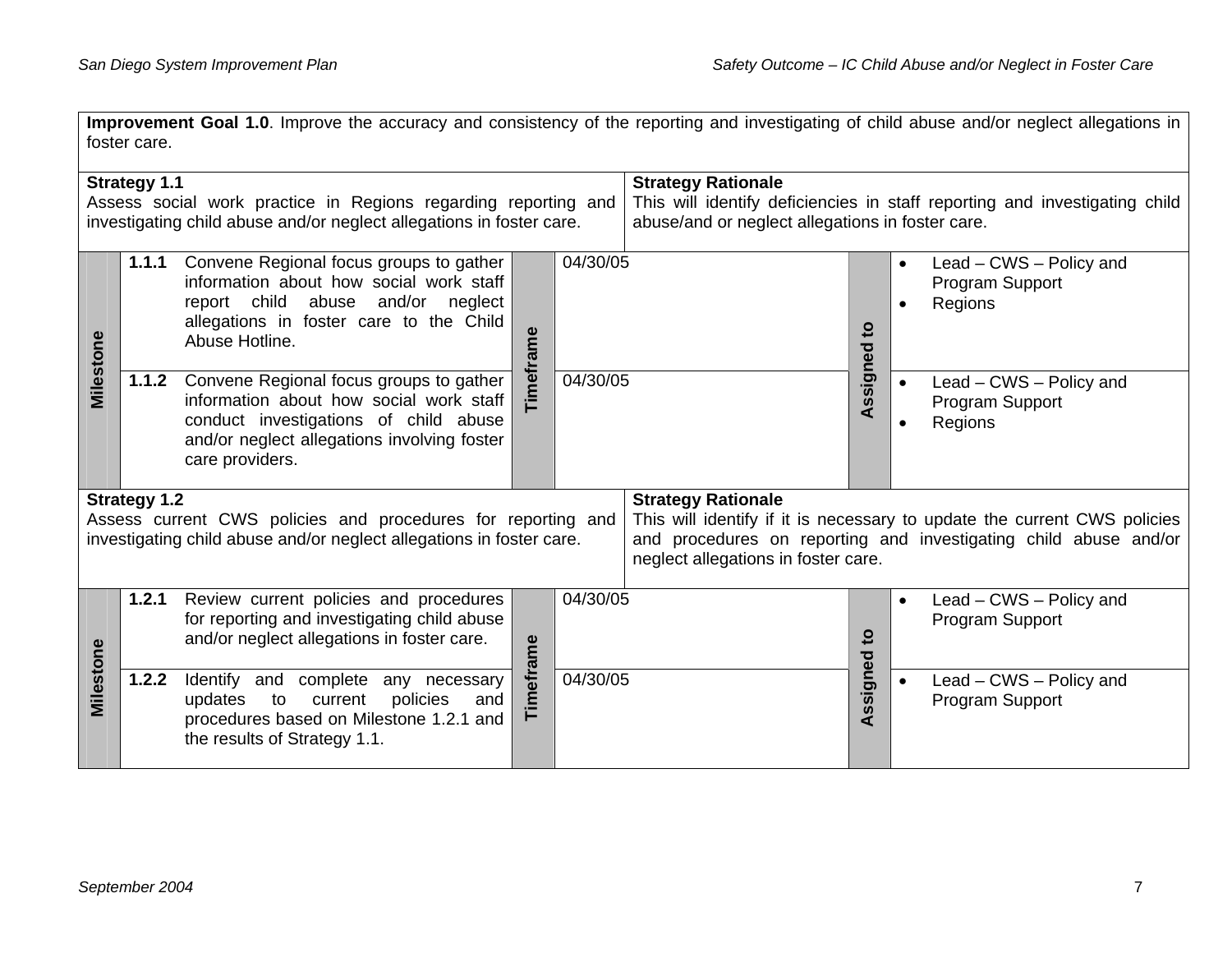**Improvement Goal 1.0**. Improve the accuracy and consistency of the reporting and investigating of child abuse and/or neglect allegations in foster care.

| **Strategy 1.1** | **Strategy Rationale** |
|---|---|
| Assess social work practice in Regions regarding reporting and investigating child abuse and/or neglect allegations in foster care. | This will identify deficiencies in staff reporting and investigating child abuse/and or neglect allegations in foster care. |

| Milestone | | Timeframe | Assigned to |
|---|---|---|---|
| **1.1.1** | Convene Regional focus groups to gather information about how social work staff report child abuse and/or neglect allegations in foster care to the Child Abuse Hotline. | 04/30/05 | • Lead – CWS – Policy and Program Support<br>• Regions |
| **1.1.2** | Convene Regional focus groups to gather information about how social work staff conduct investigations of child abuse and/or neglect allegations involving foster care providers. | 04/30/05 | • Lead – CWS – Policy and Program Support<br>• Regions |

| **Strategy 1.2** | **Strategy Rationale** |
|---|---|
| Assess current CWS policies and procedures for reporting and investigating child abuse and/or neglect allegations in foster care. | This will identify if it is necessary to update the current CWS policies and procedures on reporting and investigating child abuse and/or neglect allegations in foster care. |

| Milestone | | Timeframe | Assigned to |
|---|---|---|---|
| **1.2.1** | Review current policies and procedures for reporting and investigating child abuse and/or neglect allegations in foster care. | 04/30/05 | • Lead – CWS – Policy and Program Support |
| **1.2.2** | Identify and complete any necessary updates to current policies and procedures based on Milestone 1.2.1 and the results of Strategy 1.1. | 04/30/05 | • Lead – CWS – Policy and Program Support |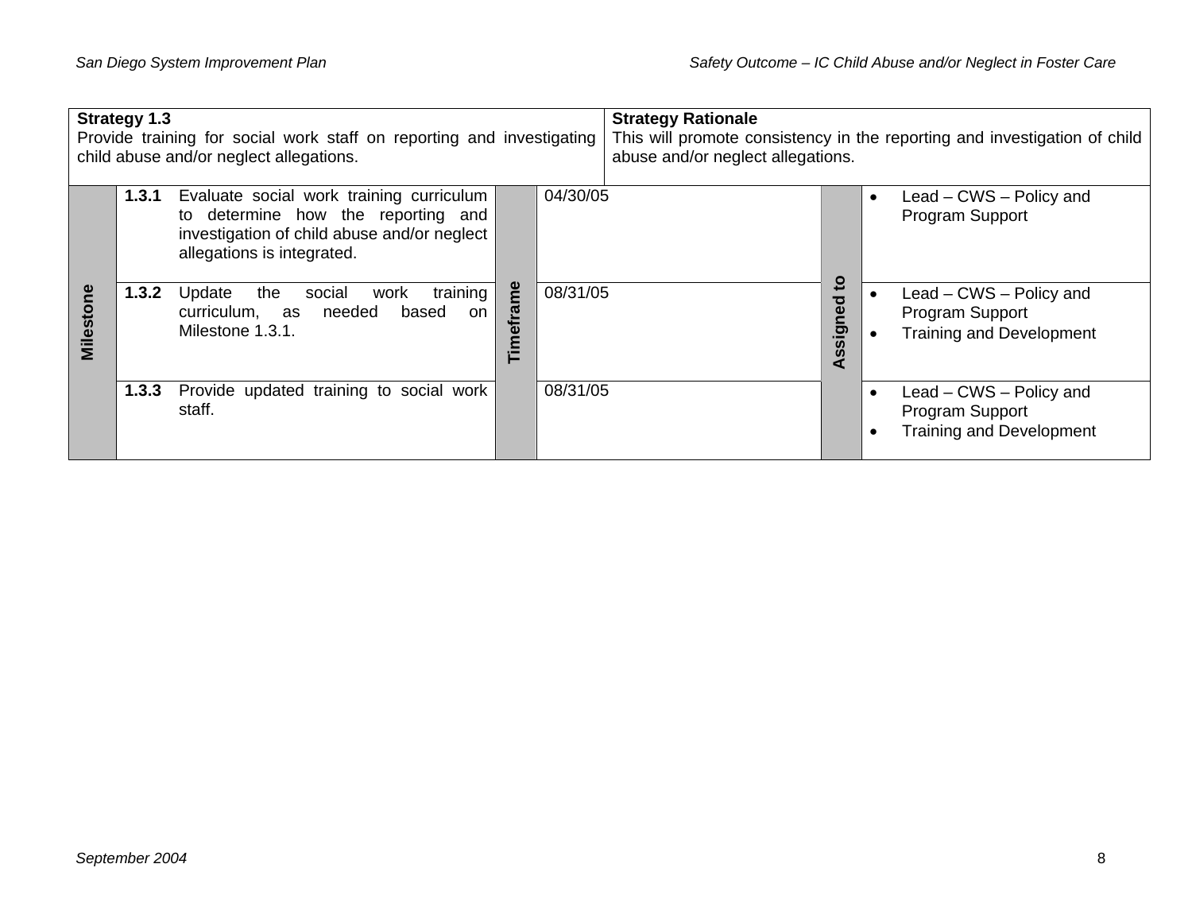| **Strategy 1.3**<br>Provide training for social work staff on reporting and investigating child abuse and/or neglect allegations. | | | | **Strategy Rationale**<br>This will promote consistency in the reporting and investigation of child abuse and/or neglect allegations. | |
|---|---|---|---|---|---|
| **Milestone** | **1.3.1** Evaluate social work training curriculum to determine how the reporting and investigation of child abuse and/or neglect allegations is integrated. | **Timeframe** | 04/30/05 | **Assigned to** | • Lead – CWS – Policy and Program Support |
| | **1.3.2** Update the social work training curriculum, as needed based on Milestone 1.3.1. | | 08/31/05 | | • Lead – CWS – Policy and Program Support<br>• Training and Development |
| | **1.3.3** Provide updated training to social work staff. | | 08/31/05 | | • Lead – CWS – Policy and Program Support<br>• Training and Development |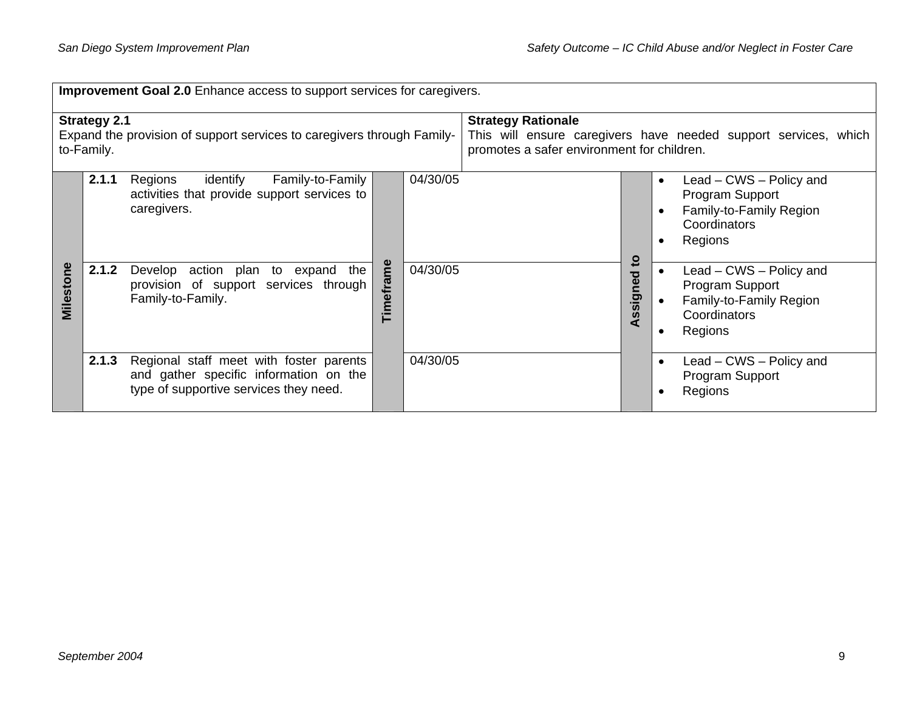**Improvement Goal 2.0** Enhance access to support services for caregivers.

| **Strategy 2.1** | **Strategy Rationale** |
|---|---|
| Expand the provision of support services to caregivers through Family-to-Family. | This will ensure caregivers have needed support services, which promotes a safer environment for children. |

| Milestone | Timeframe | Assigned to |
|---|---|---|
| **2.1.1** Regions identify Family-to-Family activities that provide support services to caregivers. | 04/30/05 | • Lead – CWS – Policy and Program Support<br>• Family-to-Family Region Coordinators<br>• Regions |
| **2.1.2** Develop action plan to expand the provision of support services through Family-to-Family. | 04/30/05 | • Lead – CWS – Policy and Program Support<br>• Family-to-Family Region Coordinators<br>• Regions |
| **2.1.3** Regional staff meet with foster parents and gather specific information on the type of supportive services they need. | 04/30/05 | • Lead – CWS – Policy and Program Support<br>• Regions |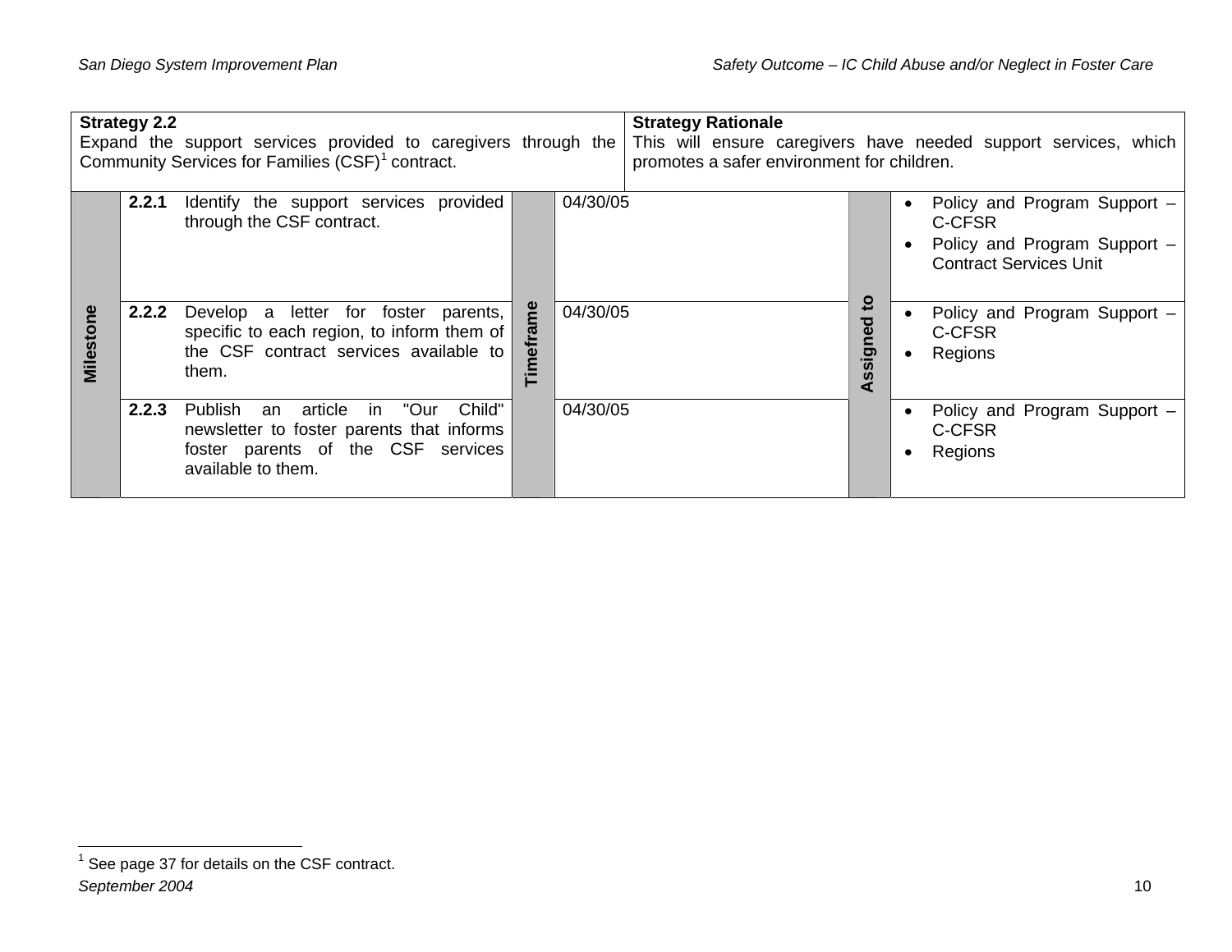| Strategy 2.2 | | Strategy Rationale | |
|---|---|---|---|
| Expand the support services provided to caregivers through the Community Services for Families (CSF)[1] contract. | | This will ensure caregivers have needed support services, which promotes a safer environment for children. | |

| Milestone | | Timeframe | Assigned to |
|---|---|---|---|
| 2.2.1 | Identify the support services provided through the CSF contract. | 04/30/05 | • Policy and Program Support – C-CFSR<br>• Policy and Program Support – Contract Services Unit |
| 2.2.2 | Develop a letter for foster parents, specific to each region, to inform them of the CSF contract services available to them. | 04/30/05 | • Policy and Program Support – C-CFSR<br>• Regions |
| 2.2.3 | Publish an article in "Our Child" newsletter to foster parents that informs foster parents of the CSF services available to them. | 04/30/05 | • Policy and Program Support – C-CFSR<br>• Regions |

[1] See page 37 for details on the CSF contract.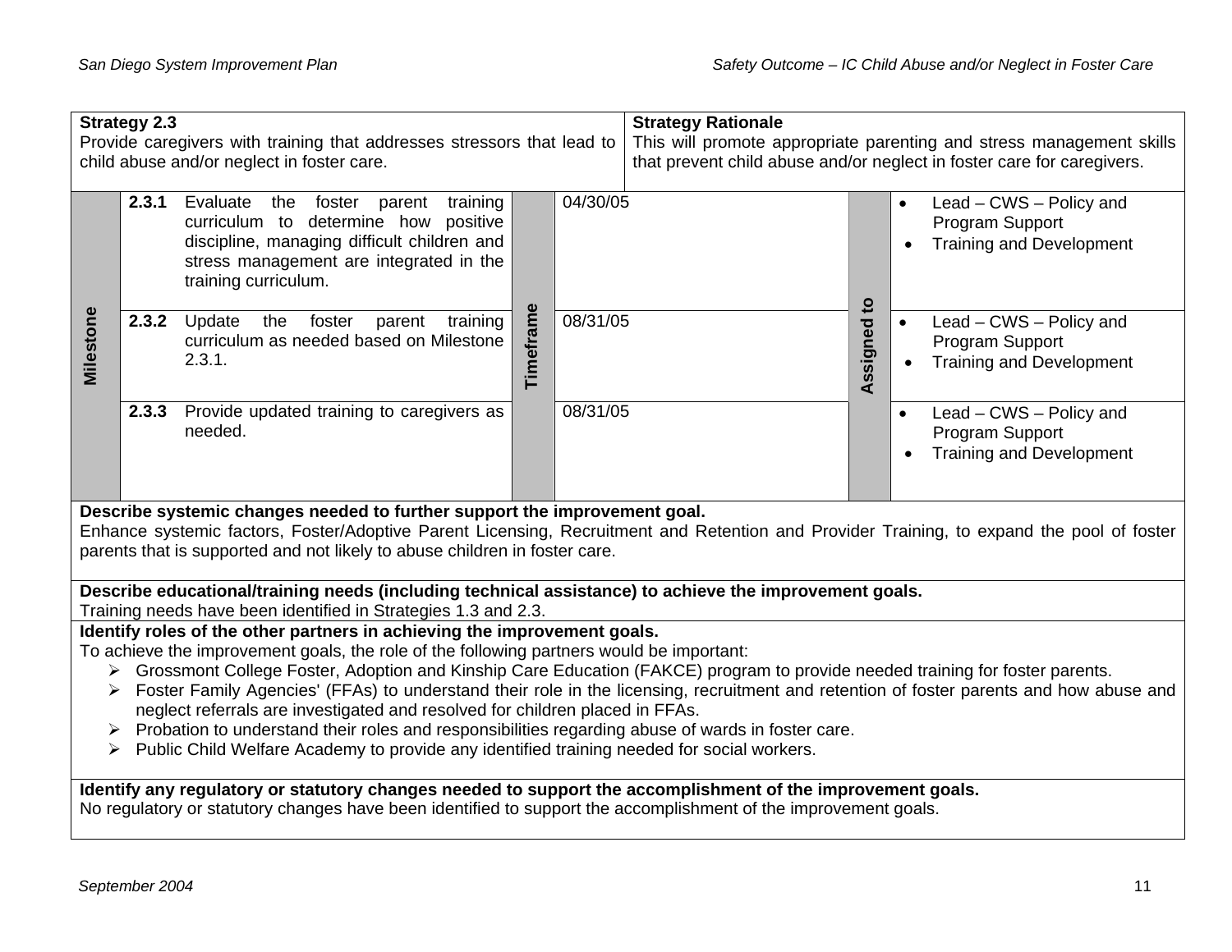| **Strategy 2.3**<br>Provide caregivers with training that addresses stressors that lead to child abuse and/or neglect in foster care. | **Strategy Rationale**<br>This will promote appropriate parenting and stress management skills that prevent child abuse and/or neglect in foster care for caregivers. |
|---|---|

| Milestone | | Timeframe | Assigned to |
|---|---|---|---|
| **2.3.1** | Evaluate the foster parent training curriculum to determine how positive discipline, managing difficult children and stress management are integrated in the training curriculum. | 04/30/05 | • Lead – CWS – Policy and Program Support<br>• Training and Development |
| **2.3.2** | Update the foster parent training curriculum as needed based on Milestone 2.3.1. | 08/31/05 | • Lead – CWS – Policy and Program Support<br>• Training and Development |
| **2.3.3** | Provide updated training to caregivers as needed. | 08/31/05 | • Lead – CWS – Policy and Program Support<br>• Training and Development |

**Describe systemic changes needed to further support the improvement goal.**

Enhance systemic factors, Foster/Adoptive Parent Licensing, Recruitment and Retention and Provider Training, to expand the pool of foster parents that is supported and not likely to abuse children in foster care.

**Describe educational/training needs (including technical assistance) to achieve the improvement goals.**

Training needs have been identified in Strategies 1.3 and 2.3.

**Identify roles of the other partners in achieving the improvement goals.**

To achieve the improvement goals, the role of the following partners would be important:

- Grossmont College Foster, Adoption and Kinship Care Education (FAKCE) program to provide needed training for foster parents.
- Foster Family Agencies' (FFAs) to understand their role in the licensing, recruitment and retention of foster parents and how abuse and neglect referrals are investigated and resolved for children placed in FFAs.
- Probation to understand their roles and responsibilities regarding abuse of wards in foster care.
- Public Child Welfare Academy to provide any identified training needed for social workers.

**Identify any regulatory or statutory changes needed to support the accomplishment of the improvement goals.**

No regulatory or statutory changes have been identified to support the accomplishment of the improvement goals.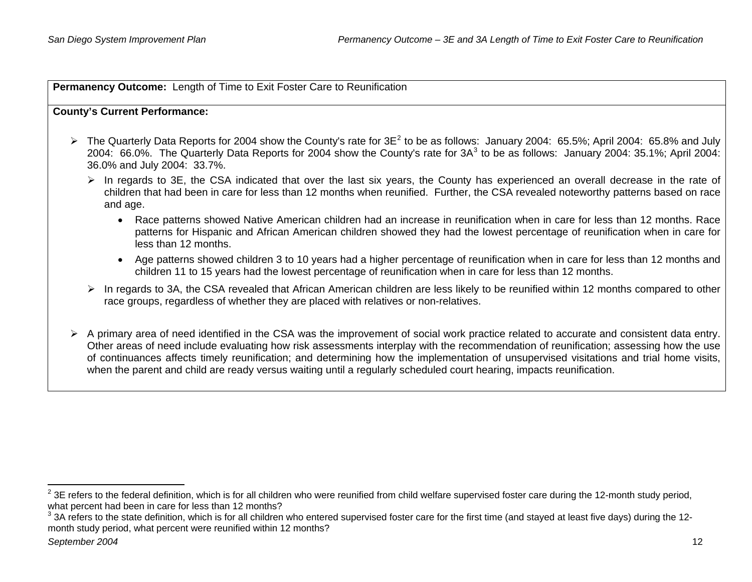**Permanency Outcome:** Length of Time to Exit Foster Care to Reunification

**County's Current Performance:**

- The Quarterly Data Reports for 2004 show the County's rate for 3E[2] to be as follows: January 2004: 65.5%; April 2004: 65.8% and July 2004: 66.0%. The Quarterly Data Reports for 2004 show the County's rate for 3A[3] to be as follows: January 2004: 35.1%; April 2004: 36.0% and July 2004: 33.7%.
  - In regards to 3E, the CSA indicated that over the last six years, the County has experienced an overall decrease in the rate of children that had been in care for less than 12 months when reunified. Further, the CSA revealed noteworthy patterns based on race and age.
    - Race patterns showed Native American children had an increase in reunification when in care for less than 12 months. Race patterns for Hispanic and African American children showed they had the lowest percentage of reunification when in care for less than 12 months.
    - Age patterns showed children 3 to 10 years had a higher percentage of reunification when in care for less than 12 months and children 11 to 15 years had the lowest percentage of reunification when in care for less than 12 months.
  - In regards to 3A, the CSA revealed that African American children are less likely to be reunified within 12 months compared to other race groups, regardless of whether they are placed with relatives or non-relatives.

- A primary area of need identified in the CSA was the improvement of social work practice related to accurate and consistent data entry. Other areas of need include evaluating how risk assessments interplay with the recommendation of reunification; assessing how the use of continuances affects timely reunification; and determining how the implementation of unsupervised visitations and trial home visits, when the parent and child are ready versus waiting until a regularly scheduled court hearing, impacts reunification.

---

[2] 3E refers to the federal definition, which is for all children who were reunified from child welfare supervised foster care during the 12-month study period, what percent had been in care for less than 12 months?

[3] 3A refers to the state definition, which is for all children who entered supervised foster care for the first time (and stayed at least five days) during the 12-month study period, what percent were reunified within 12 months?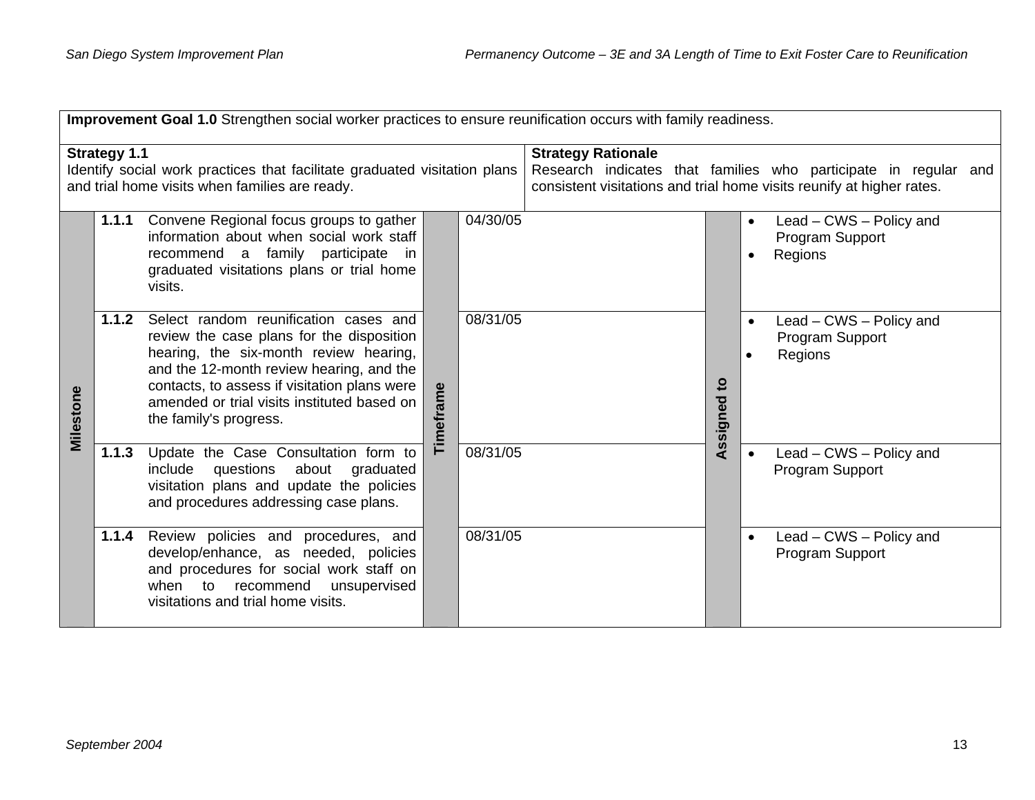**Improvement Goal 1.0** Strengthen social worker practices to ensure reunification occurs with family readiness.

**Strategy 1.1**
Identify social work practices that facilitate graduated visitation plans and trial home visits when families are ready.

**Strategy Rationale**
Research indicates that families who participate in regular and consistent visitations and trial home visits reunify at higher rates.

| Milestone | | Timeframe | Assigned to |
|---|---|---|---|
| 1.1.1 | Convene Regional focus groups to gather information about when social work staff recommend a family participate in graduated visitations plans or trial home visits. | 04/30/05 | • Lead – CWS – Policy and Program Support<br>• Regions |
| 1.1.2 | Select random reunification cases and review the case plans for the disposition hearing, the six-month review hearing, and the 12-month review hearing, and the contacts, to assess if visitation plans were amended or trial visits instituted based on the family's progress. | 08/31/05 | • Lead – CWS – Policy and Program Support<br>• Regions |
| 1.1.3 | Update the Case Consultation form to include questions about graduated visitation plans and update the policies and procedures addressing case plans. | 08/31/05 | • Lead – CWS – Policy and Program Support |
| 1.1.4 | Review policies and procedures, and develop/enhance, as needed, policies and procedures for social work staff on when to recommend unsupervised visitations and trial home visits. | 08/31/05 | • Lead – CWS – Policy and Program Support |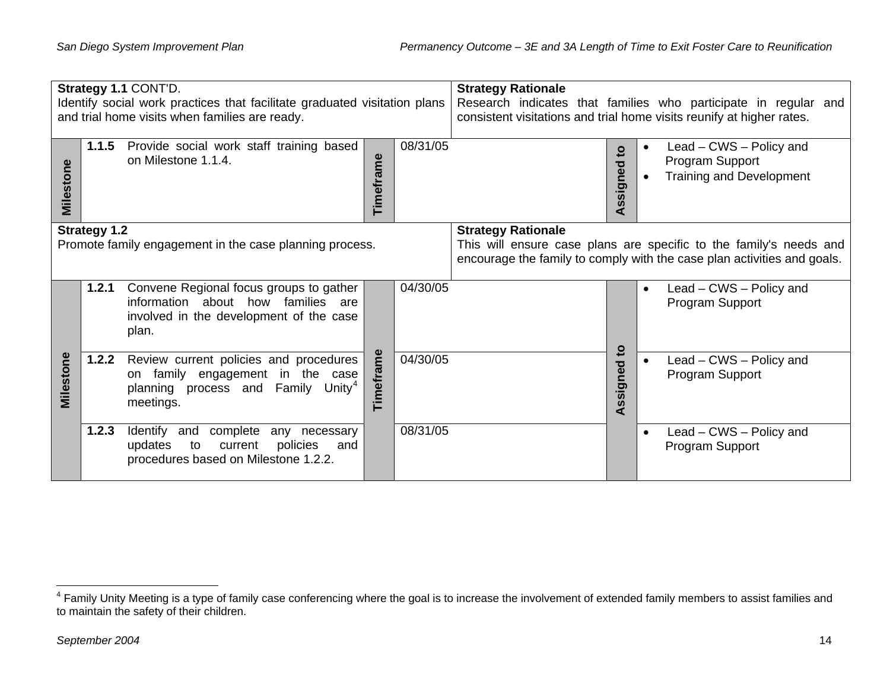| Strategy 1.1 CONT'D. | | | | | | Strategy Rationale |
|---|---|---|---|---|---|---|
| Identify social work practices that facilitate graduated visitation plans and trial home visits when families are ready. | | | | | | Research indicates that families who participate in regular and consistent visitations and trial home visits reunify at higher rates. |
| Milestone | 1.1.5 | Provide social work staff training based on Milestone 1.1.4. | Timeframe | 08/31/05 | Assigned to | • Lead – CWS – Policy and Program Support<br>• Training and Development |

| Strategy 1.2 | | | | | | Strategy Rationale |
|---|---|---|---|---|---|---|
| Promote family engagement in the case planning process. | | | | | | This will ensure case plans are specific to the family's needs and encourage the family to comply with the case plan activities and goals. |
| Milestone | 1.2.1 | Convene Regional focus groups to gather information about how families are involved in the development of the case plan. | Timeframe | 04/30/05 | Assigned to | • Lead – CWS – Policy and Program Support |
| | 1.2.2 | Review current policies and procedures on family engagement in the case planning process and Family Unity[4] meetings. | | 04/30/05 | | • Lead – CWS – Policy and Program Support |
| | 1.2.3 | Identify and complete any necessary updates to current policies and procedures based on Milestone 1.2.2. | | 08/31/05 | | • Lead – CWS – Policy and Program Support |

[4] Family Unity Meeting is a type of family case conferencing where the goal is to increase the involvement of extended family members to assist families and to maintain the safety of their children.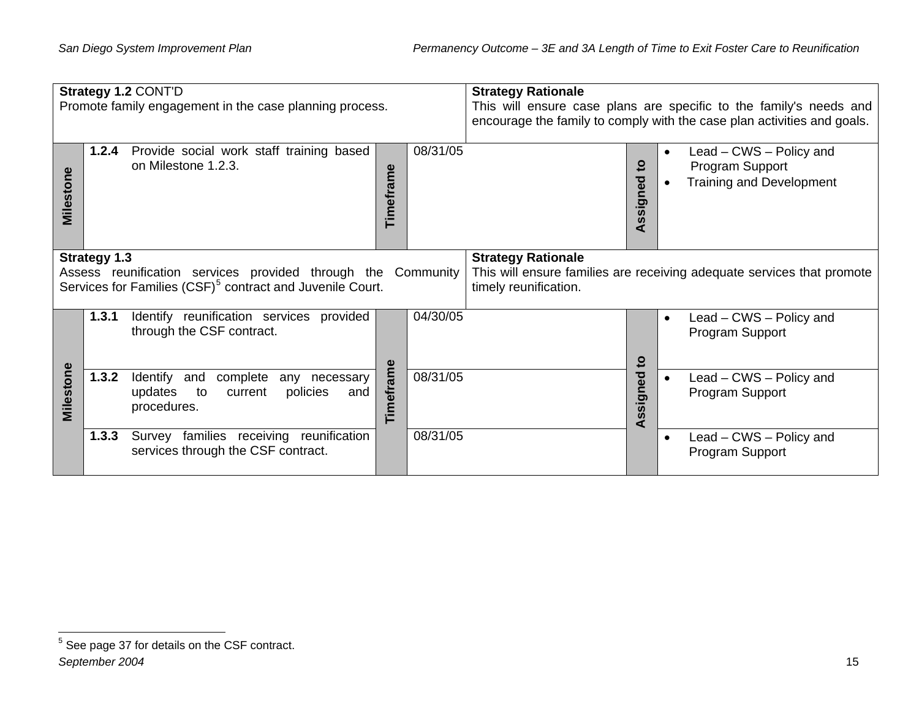| **Strategy 1.2** CONT'D<br>Promote family engagement in the case planning process. | | | | **Strategy Rationale**<br>This will ensure case plans are specific to the family's needs and encourage the family to comply with the case plan activities and goals. | |
|---|---|---|---|---|---|
| **Milestone** | **1.2.4** Provide social work staff training based on Milestone 1.2.3. | **Timeframe** | 08/31/05 | **Assigned to** | • Lead – CWS – Policy and Program Support<br>• Training and Development |
| **Strategy 1.3**<br>Assess reunification services provided through the Community Services for Families (CSF)[5] contract and Juvenile Court. | | | | **Strategy Rationale**<br>This will ensure families are receiving adequate services that promote timely reunification. | |
| **Milestone** | **1.3.1** Identify reunification services provided through the CSF contract. | **Timeframe** | 04/30/05 | **Assigned to** | • Lead – CWS – Policy and Program Support |
| | **1.3.2** Identify and complete any necessary updates to current policies and procedures. | | 08/31/05 | | • Lead – CWS – Policy and Program Support |
| | **1.3.3** Survey families receiving reunification services through the CSF contract. | | 08/31/05 | | • Lead – CWS – Policy and Program Support |

[5] See page 37 for details on the CSF contract.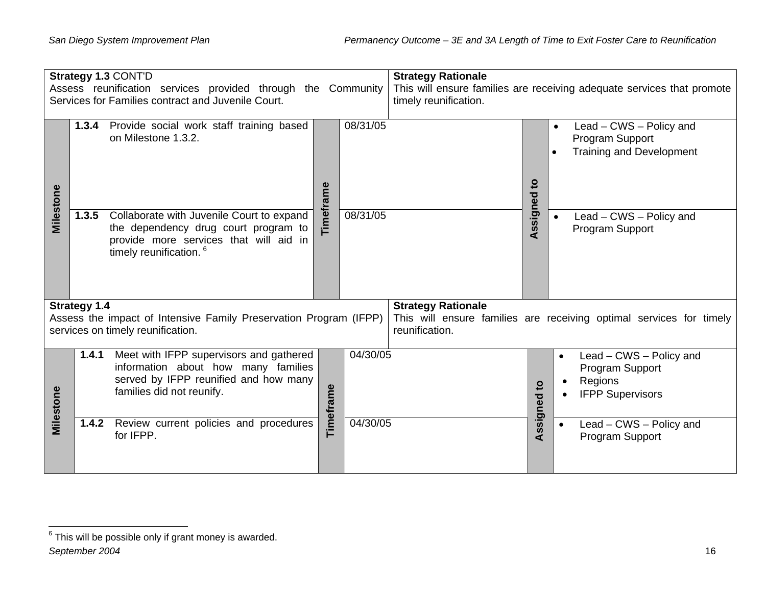| **Strategy 1.3** CONT'D<br>Assess reunification services provided through the Community Services for Families contract and Juvenile Court. | | | **Strategy Rationale**<br>This will ensure families are receiving adequate services that promote timely reunification. | |
|---|---|---|---|---|
| **Milestone** | **1.3.4** Provide social work staff training based on Milestone 1.3.2. | **Timeframe** 08/31/05 | **Assigned to** | • Lead – CWS – Policy and Program Support<br>• Training and Development |
| | **1.3.5** Collaborate with Juvenile Court to expand the dependency drug court program to provide more services that will aid in timely reunification. [6] | 08/31/05 | | • Lead – CWS – Policy and Program Support |

| **Strategy 1.4**<br>Assess the impact of Intensive Family Preservation Program (IFPP) services on timely reunification. | | | **Strategy Rationale**<br>This will ensure families are receiving optimal services for timely reunification. | |
|---|---|---|---|---|
| **Milestone** | **1.4.1** Meet with IFPP supervisors and gathered information about how many families served by IFPP reunified and how many families did not reunify. | **Timeframe** 04/30/05 | **Assigned to** | • Lead – CWS – Policy and Program Support<br>• Regions<br>• IFPP Supervisors |
| | **1.4.2** Review current policies and procedures for IFPP. | 04/30/05 | | • Lead – CWS – Policy and Program Support |

[6] This will be possible only if grant money is awarded.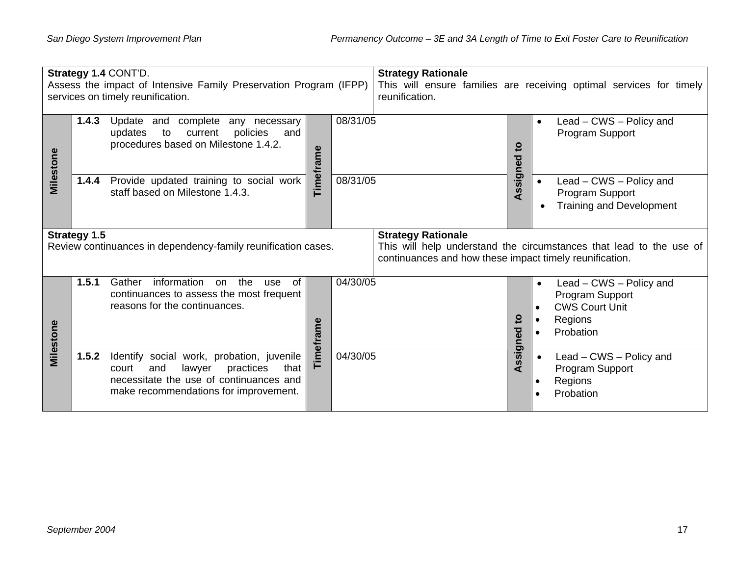| **Strategy 1.4** CONT'D. Assess the impact of Intensive Family Preservation Program (IFPP) services on timely reunification. | | | **Strategy Rationale** This will ensure families are receiving optimal services for timely reunification. | |
|---|---|---|---|---|
| **Milestone** | **1.4.3** Update and complete any necessary updates to current policies and procedures based on Milestone 1.4.2. | **Timeframe** | 08/31/05 | **Assigned to** • Lead – CWS – Policy and Program Support |
| **Milestone** | **1.4.4** Provide updated training to social work staff based on Milestone 1.4.3. | **Timeframe** | 08/31/05 | **Assigned to** • Lead – CWS – Policy and Program Support • Training and Development |

| **Strategy 1.5** Review continuances in dependency-family reunification cases. | | | **Strategy Rationale** This will help understand the circumstances that lead to the use of continuances and how these impact timely reunification. | |
|---|---|---|---|---|
| **Milestone** | **1.5.1** Gather information on the use of continuances to assess the most frequent reasons for the continuances. | **Timeframe** | 04/30/05 | **Assigned to** • Lead – CWS – Policy and Program Support • CWS Court Unit • Regions • Probation |
| **Milestone** | **1.5.2** Identify social work, probation, juvenile court and lawyer practices that necessitate the use of continuances and make recommendations for improvement. | **Timeframe** | 04/30/05 | **Assigned to** • Lead – CWS – Policy and Program Support • Regions • Probation |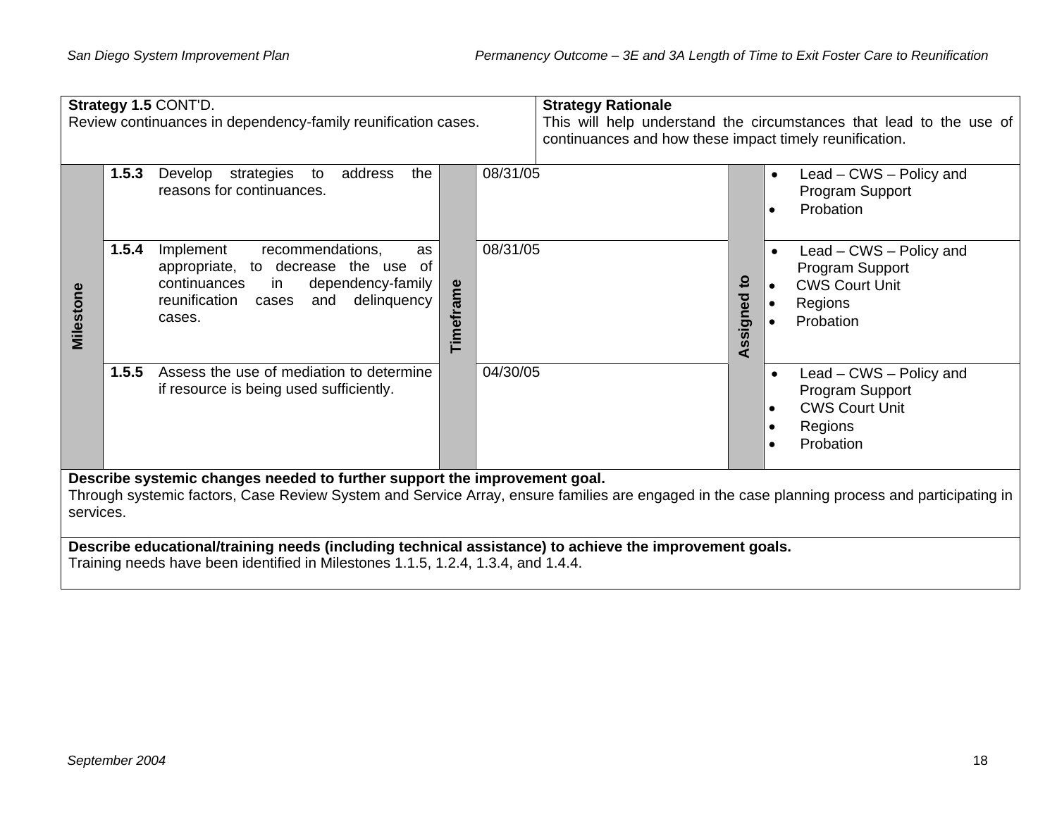| **Strategy 1.5** CONT'D.<br>Review continuances in dependency-family reunification cases. | | | **Strategy Rationale**<br>This will help understand the circumstances that lead to the use of continuances and how these impact timely reunification. |
|---|---|---|---|
| **Milestone** | | **Timeframe** | **Assigned to** |
| **1.5.3** | Develop strategies to address the reasons for continuances. | 08/31/05 | • Lead – CWS – Policy and Program Support<br>• Probation |
| **1.5.4** | Implement recommendations, as appropriate, to decrease the use of continuances in dependency-family reunification cases and delinquency cases. | 08/31/05 | • Lead – CWS – Policy and Program Support<br>• CWS Court Unit<br>• Regions<br>• Probation |
| **1.5.5** | Assess the use of mediation to determine if resource is being used sufficiently. | 04/30/05 | • Lead – CWS – Policy and Program Support<br>• CWS Court Unit<br>• Regions<br>• Probation |

**Describe systemic changes needed to further support the improvement goal.**
Through systemic factors, Case Review System and Service Array, ensure families are engaged in the case planning process and participating in services.

**Describe educational/training needs (including technical assistance) to achieve the improvement goals.**
Training needs have been identified in Milestones 1.1.5, 1.2.4, 1.3.4, and 1.4.4.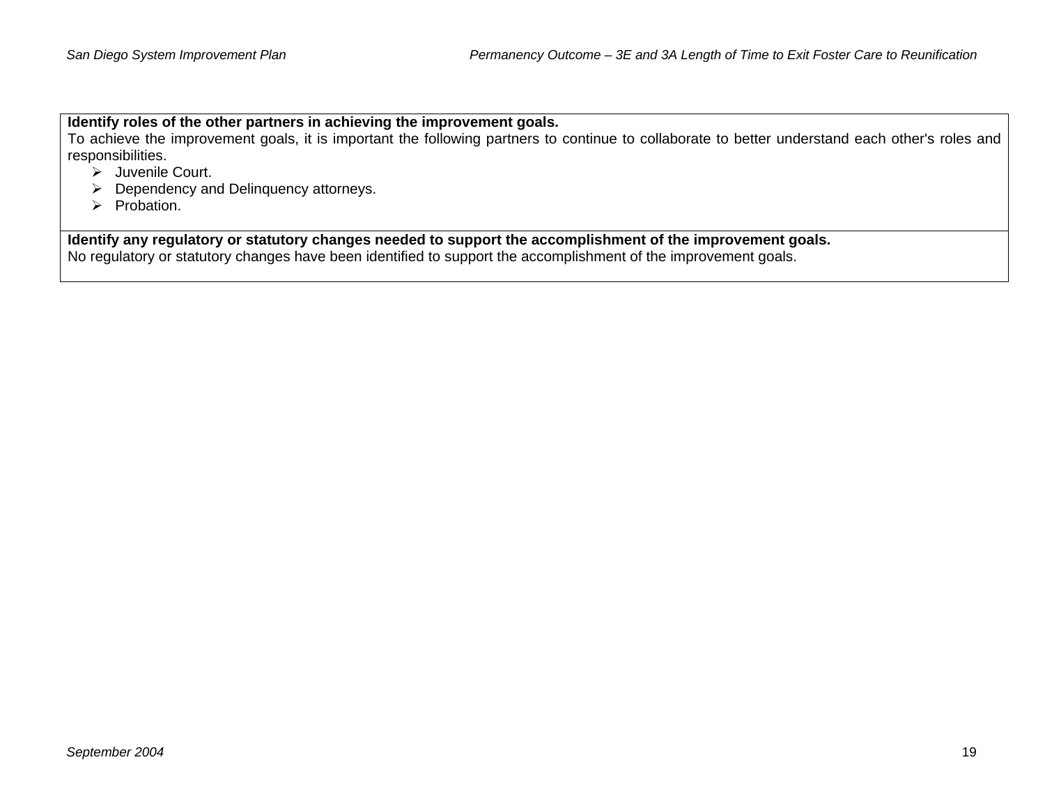**Identify roles of the other partners in achieving the improvement goals.**

To achieve the improvement goals, it is important the following partners to continue to collaborate to better understand each other's roles and responsibilities.

- Juvenile Court.
- Dependency and Delinquency attorneys.
- Probation.

**Identify any regulatory or statutory changes needed to support the accomplishment of the improvement goals.**

No regulatory or statutory changes have been identified to support the accomplishment of the improvement goals.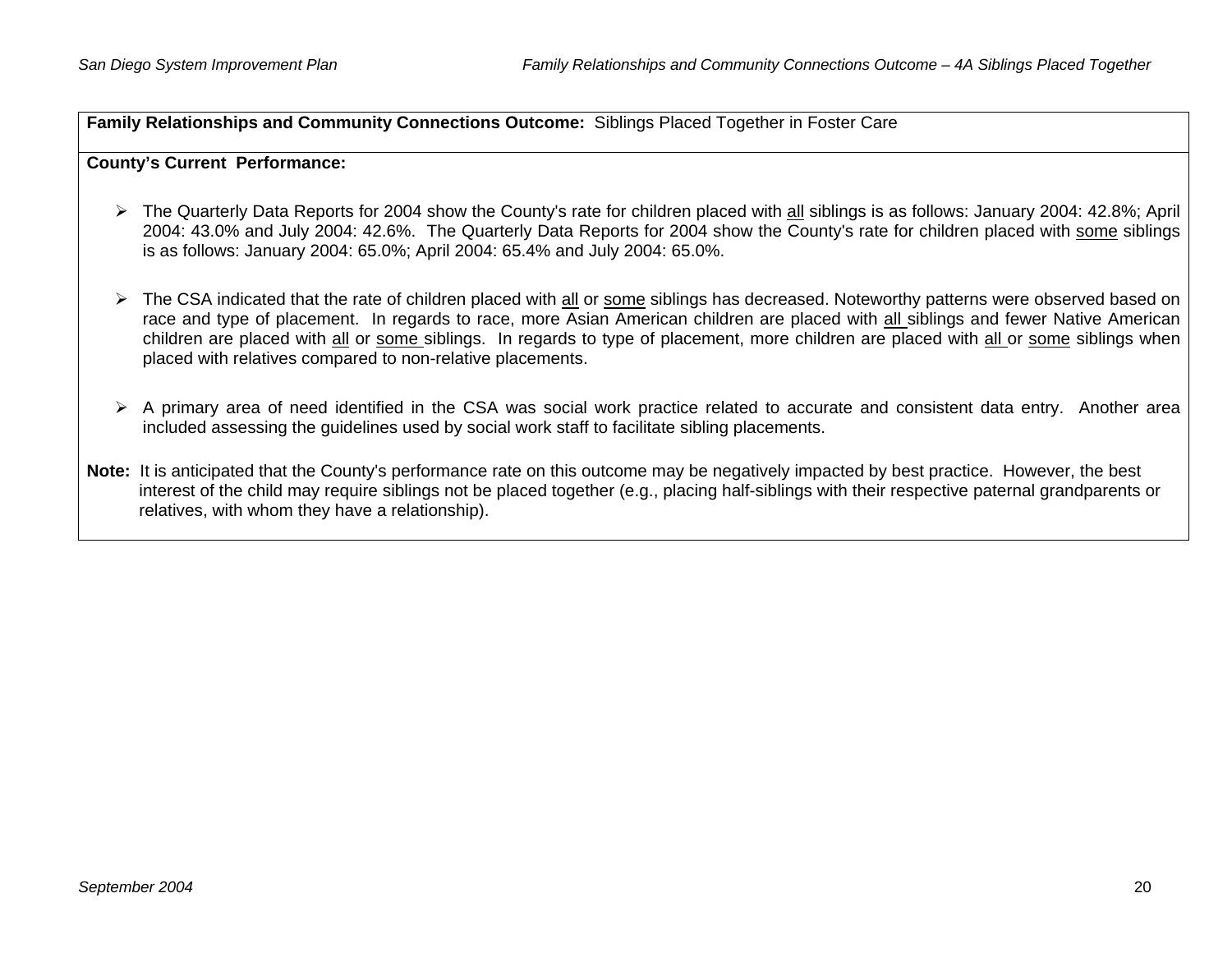**Family Relationships and Community Connections Outcome:** Siblings Placed Together in Foster Care

**County's Current Performance:**

- The Quarterly Data Reports for 2004 show the County's rate for children placed with <u>all</u> siblings is as follows: January 2004: 42.8%; April 2004: 43.0% and July 2004: 42.6%. The Quarterly Data Reports for 2004 show the County's rate for children placed with <u>some</u> siblings is as follows: January 2004: 65.0%; April 2004: 65.4% and July 2004: 65.0%.

- The CSA indicated that the rate of children placed with <u>all</u> or <u>some</u> siblings has decreased. Noteworthy patterns were observed based on race and type of placement. In regards to race, more Asian American children are placed with <u>all</u> siblings and fewer Native American children are placed with <u>all</u> or <u>some</u> siblings. In regards to type of placement, more children are placed with <u>all</u> or <u>some</u> siblings when placed with relatives compared to non-relative placements.

- A primary area of need identified in the CSA was social work practice related to accurate and consistent data entry. Another area included assessing the guidelines used by social work staff to facilitate sibling placements.

**Note:** It is anticipated that the County's performance rate on this outcome may be negatively impacted by best practice. However, the best interest of the child may require siblings not be placed together (e.g., placing half-siblings with their respective paternal grandparents or relatives, with whom they have a relationship).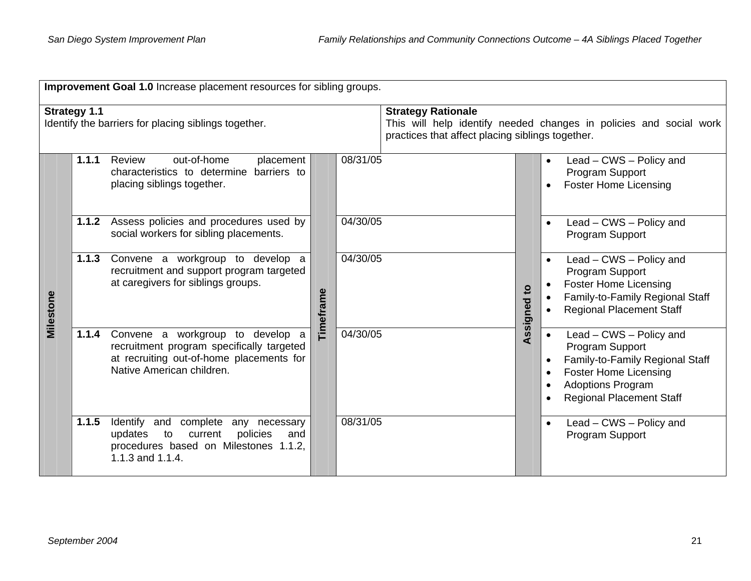**Improvement Goal 1.0** Increase placement resources for sibling groups.

| **Strategy 1.1** | **Strategy Rationale** |
|---|---|
| Identify the barriers for placing siblings together. | This will help identify needed changes in policies and social work practices that affect placing siblings together. |

| Milestone | | Timeframe | Assigned to |
|---|---|---|---|
| **1.1.1** | Review out-of-home placement characteristics to determine barriers to placing siblings together. | 08/31/05 | • Lead – CWS – Policy and Program Support<br>• Foster Home Licensing |
| **1.1.2** | Assess policies and procedures used by social workers for sibling placements. | 04/30/05 | • Lead – CWS – Policy and Program Support |
| **1.1.3** | Convene a workgroup to develop a recruitment and support program targeted at caregivers for siblings groups. | 04/30/05 | • Lead – CWS – Policy and Program Support<br>• Foster Home Licensing<br>• Family-to-Family Regional Staff<br>• Regional Placement Staff |
| **1.1.4** | Convene a workgroup to develop a recruitment program specifically targeted at recruiting out-of-home placements for Native American children. | 04/30/05 | • Lead – CWS – Policy and Program Support<br>• Family-to-Family Regional Staff<br>• Foster Home Licensing<br>• Adoptions Program<br>• Regional Placement Staff |
| **1.1.5** | Identify and complete any necessary updates to current policies and procedures based on Milestones 1.1.2, 1.1.3 and 1.1.4. | 08/31/05 | • Lead – CWS – Policy and Program Support |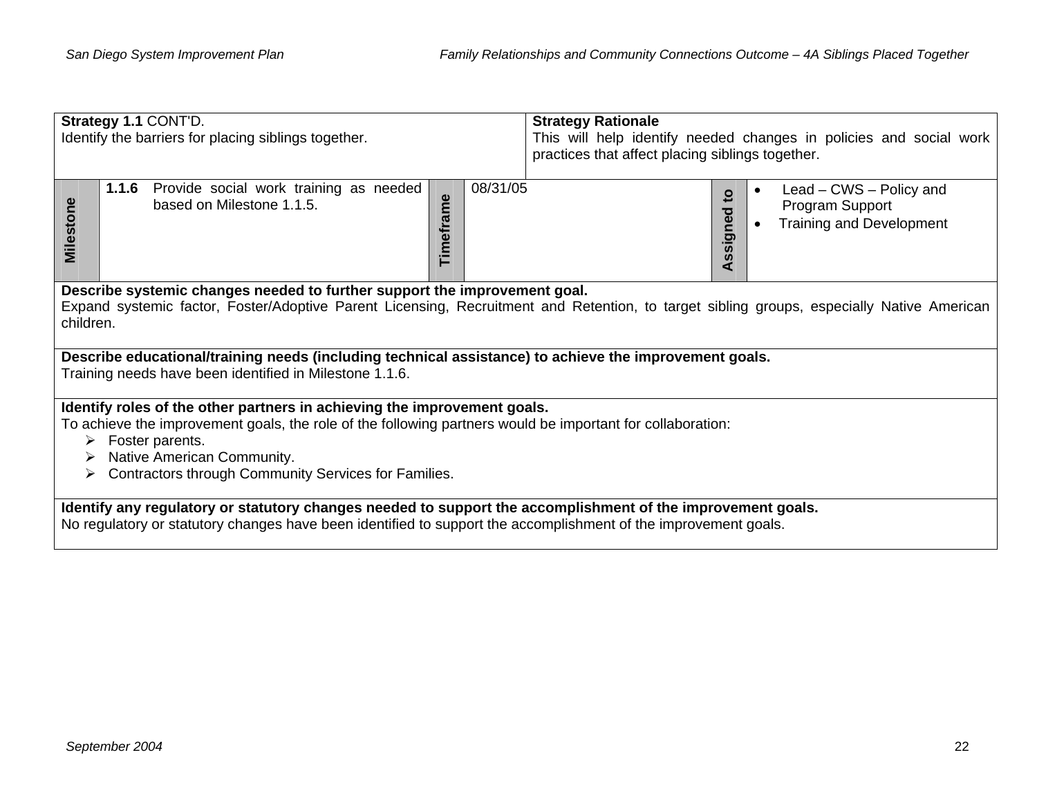| **Strategy 1.1** CONT'D.<br>Identify the barriers for placing siblings together. | | | | | | **Strategy Rationale**<br>This will help identify needed changes in policies and social work practices that affect placing siblings together. |
|---|---|---|---|---|---|---|
| **Milestone** | **1.1.6** Provide social work training as needed based on Milestone 1.1.5. | **Timeframe** | 08/31/05 | **Assigned to** | • Lead – CWS – Policy and Program Support<br>• Training and Development | |

**Describe systemic changes needed to further support the improvement goal.**
Expand systemic factor, Foster/Adoptive Parent Licensing, Recruitment and Retention, to target sibling groups, especially Native American children.

**Describe educational/training needs (including technical assistance) to achieve the improvement goals.**
Training needs have been identified in Milestone 1.1.6.

**Identify roles of the other partners in achieving the improvement goals.**
To achieve the improvement goals, the role of the following partners would be important for collaboration:

- Foster parents.
- Native American Community.
- Contractors through Community Services for Families.

**Identify any regulatory or statutory changes needed to support the accomplishment of the improvement goals.**
No regulatory or statutory changes have been identified to support the accomplishment of the improvement goals.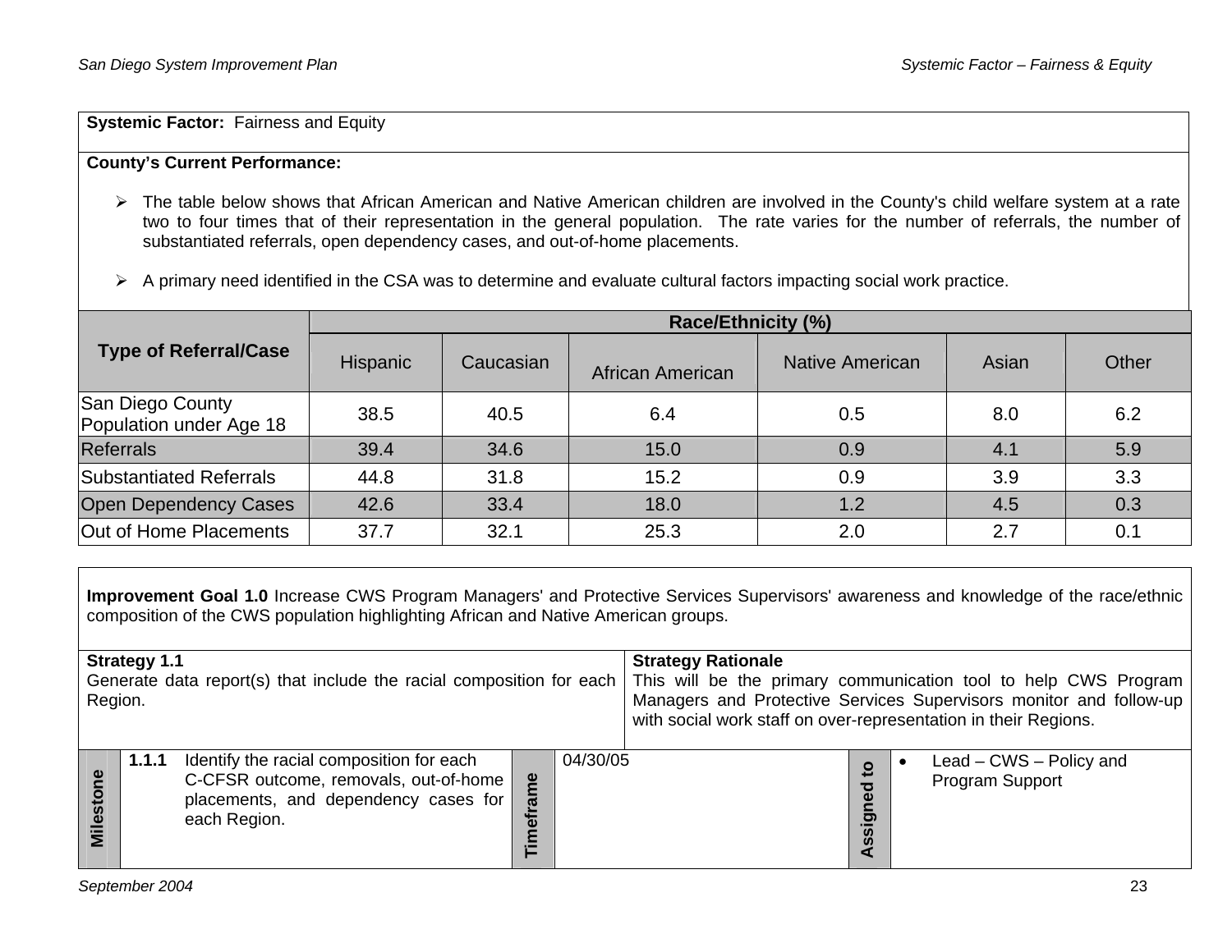**Systemic Factor:** Fairness and Equity

**County's Current Performance:**

- The table below shows that African American and Native American children are involved in the County's child welfare system at a rate two to four times that of their representation in the general population. The rate varies for the number of referrals, the number of substantiated referrals, open dependency cases, and out-of-home placements.
- A primary need identified in the CSA was to determine and evaluate cultural factors impacting social work practice.

| Type of Referral/Case | Race/Ethnicity (%) | | | | | |
|---|---|---|---|---|---|---|
| | Hispanic | Caucasian | African American | Native American | Asian | Other |
| San Diego County Population under Age 18 | 38.5 | 40.5 | 6.4 | 0.5 | 8.0 | 6.2 |
| Referrals | 39.4 | 34.6 | 15.0 | 0.9 | 4.1 | 5.9 |
| Substantiated Referrals | 44.8 | 31.8 | 15.2 | 0.9 | 3.9 | 3.3 |
| Open Dependency Cases | 42.6 | 33.4 | 18.0 | 1.2 | 4.5 | 0.3 |
| Out of Home Placements | 37.7 | 32.1 | 25.3 | 2.0 | 2.7 | 0.1 |

**Improvement Goal 1.0** Increase CWS Program Managers' and Protective Services Supervisors' awareness and knowledge of the race/ethnic composition of the CWS population highlighting African and Native American groups.

**Strategy 1.1**
Generate data report(s) that include the racial composition for each Region.

**Strategy Rationale**
This will be the primary communication tool to help CWS Program Managers and Protective Services Supervisors monitor and follow-up with social work staff on over-representation in their Regions.

| Milestone | Timeframe | Assigned to |
|---|---|---|
| **1.1.1** Identify the racial composition for each C-CFSR outcome, removals, out-of-home placements, and dependency cases for each Region. | 04/30/05 | • Lead – CWS – Policy and Program Support |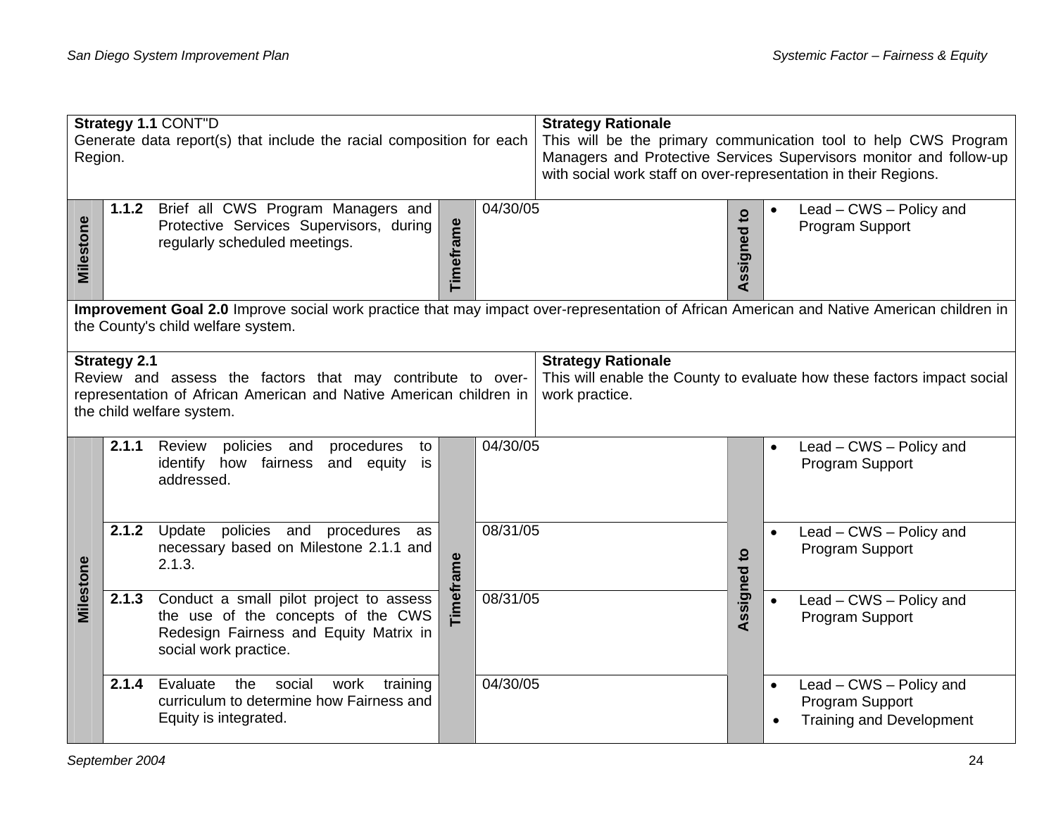| | | | |
|---|---|---|---|
| **Strategy 1.1** CONT"D<br>Generate data report(s) that include the racial composition for each Region. | | **Strategy Rationale**<br>This will be the primary communication tool to help CWS Program Managers and Protective Services Supervisors monitor and follow-up with social work staff on over-representation in their Regions. | |
| **Milestone** | **1.1.2** Brief all CWS Program Managers and Protective Services Supervisors, during regularly scheduled meetings. | **Timeframe** 04/30/05 | **Assigned to** • Lead – CWS – Policy and Program Support |
| **Improvement Goal 2.0** Improve social work practice that may impact over-representation of African American and Native American children in the County's child welfare system. | | | |
| **Strategy 2.1**<br>Review and assess the factors that may contribute to over-representation of African American and Native American children in the child welfare system. | | **Strategy Rationale**<br>This will enable the County to evaluate how these factors impact social work practice. | |
| **Milestone** | **2.1.1** Review policies and procedures to identify how fairness and equity is addressed. | **Timeframe** 04/30/05 | **Assigned to** • Lead – CWS – Policy and Program Support |
| | **2.1.2** Update policies and procedures as necessary based on Milestone 2.1.1 and 2.1.3. | 08/31/05 | • Lead – CWS – Policy and Program Support |
| | **2.1.3** Conduct a small pilot project to assess the use of the concepts of the CWS Redesign Fairness and Equity Matrix in social work practice. | 08/31/05 | • Lead – CWS – Policy and Program Support |
| | **2.1.4** Evaluate the social work training curriculum to determine how Fairness and Equity is integrated. | 04/30/05 | • Lead – CWS – Policy and Program Support<br>• Training and Development |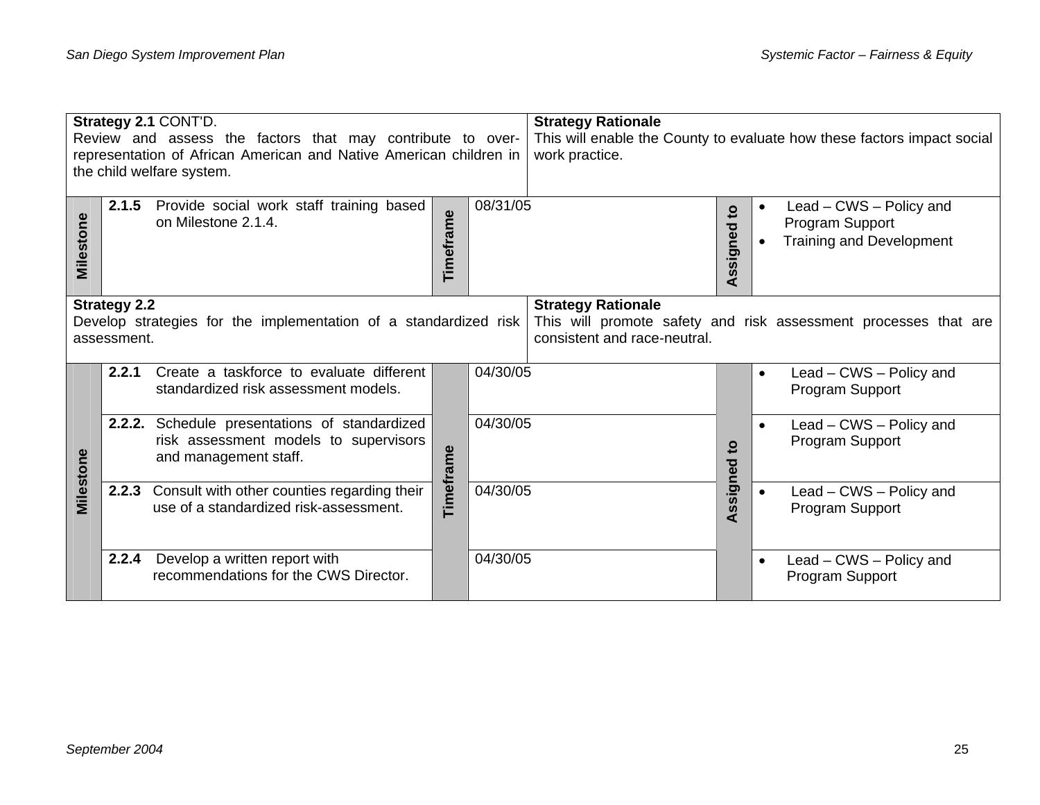| **Strategy 2.1** CONT'D.<br>Review and assess the factors that may contribute to over-representation of African American and Native American children in the child welfare system. | | | | | **Strategy Rationale**<br>This will enable the County to evaluate how these factors impact social work practice. |
|---|---|---|---|---|---|
| **Milestone** | **2.1.5** Provide social work staff training based on Milestone 2.1.4. | **Timeframe** | 08/31/05 | **Assigned to** | • Lead – CWS – Policy and Program Support<br>• Training and Development |
| **Strategy 2.2**<br>Develop strategies for the implementation of a standardized risk assessment. | | | | | **Strategy Rationale**<br>This will promote safety and risk assessment processes that are consistent and race-neutral. |
| **Milestone** | **2.2.1** Create a taskforce to evaluate different standardized risk assessment models. | **Timeframe** | 04/30/05 | **Assigned to** | • Lead – CWS – Policy and Program Support |
| | **2.2.2.** Schedule presentations of standardized risk assessment models to supervisors and management staff. | | 04/30/05 | | • Lead – CWS – Policy and Program Support |
| | **2.2.3** Consult with other counties regarding their use of a standardized risk-assessment. | | 04/30/05 | | • Lead – CWS – Policy and Program Support |
| | **2.2.4** Develop a written report with recommendations for the CWS Director. | | 04/30/05 | | • Lead – CWS – Policy and Program Support |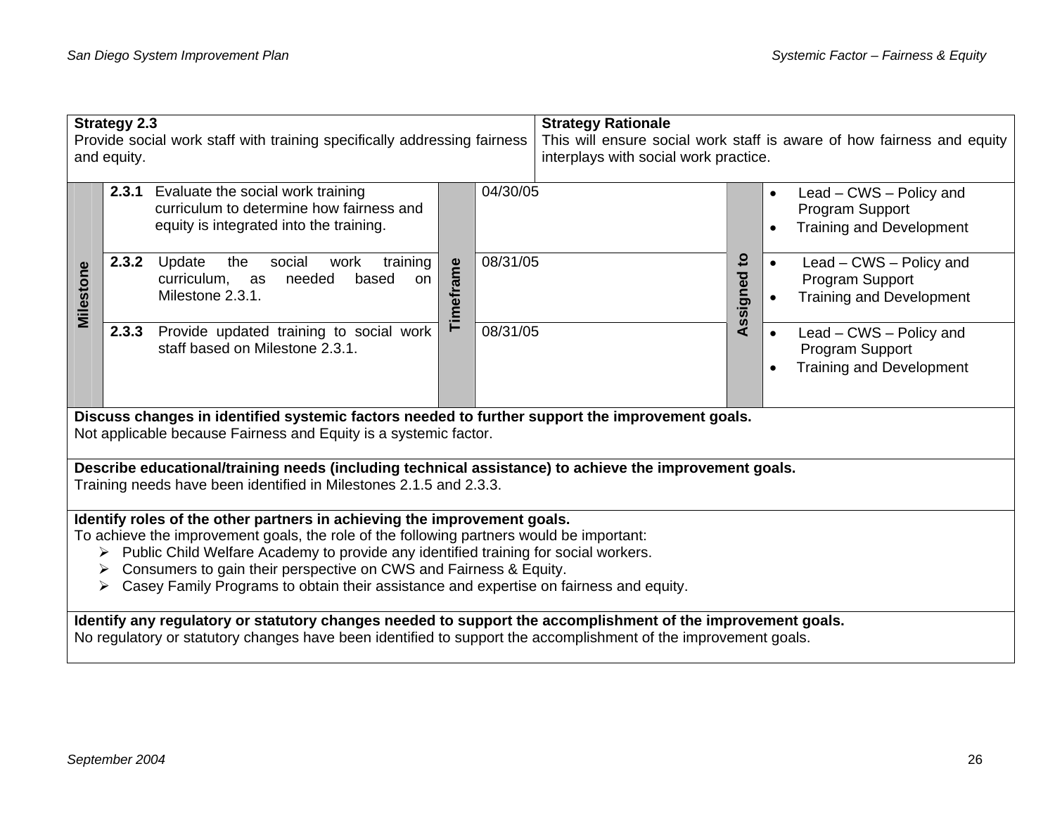| **Strategy 2.3** Provide social work staff with training specifically addressing fairness and equity. | | | **Strategy Rationale** This will ensure social work staff is aware of how fairness and equity interplays with social work practice. | | |
|---|---|---|---|---|---|
| **Milestone** | **2.3.1** Evaluate the social work training curriculum to determine how fairness and equity is integrated into the training. | **Timeframe** | 04/30/05 | **Assigned to** | • Lead – CWS – Policy and Program Support<br>• Training and Development |
| | **2.3.2** Update the social work training curriculum, as needed based on Milestone 2.3.1. | | 08/31/05 | | • Lead – CWS – Policy and Program Support<br>• Training and Development |
| | **2.3.3** Provide updated training to social work staff based on Milestone 2.3.1. | | 08/31/05 | | • Lead – CWS – Policy and Program Support<br>• Training and Development |

**Discuss changes in identified systemic factors needed to further support the improvement goals.**
Not applicable because Fairness and Equity is a systemic factor.

**Describe educational/training needs (including technical assistance) to achieve the improvement goals.**
Training needs have been identified in Milestones 2.1.5 and 2.3.3.

**Identify roles of the other partners in achieving the improvement goals.**
To achieve the improvement goals, the role of the following partners would be important:

- Public Child Welfare Academy to provide any identified training for social workers.
- Consumers to gain their perspective on CWS and Fairness & Equity.
- Casey Family Programs to obtain their assistance and expertise on fairness and equity.

**Identify any regulatory or statutory changes needed to support the accomplishment of the improvement goals.**
No regulatory or statutory changes have been identified to support the accomplishment of the improvement goals.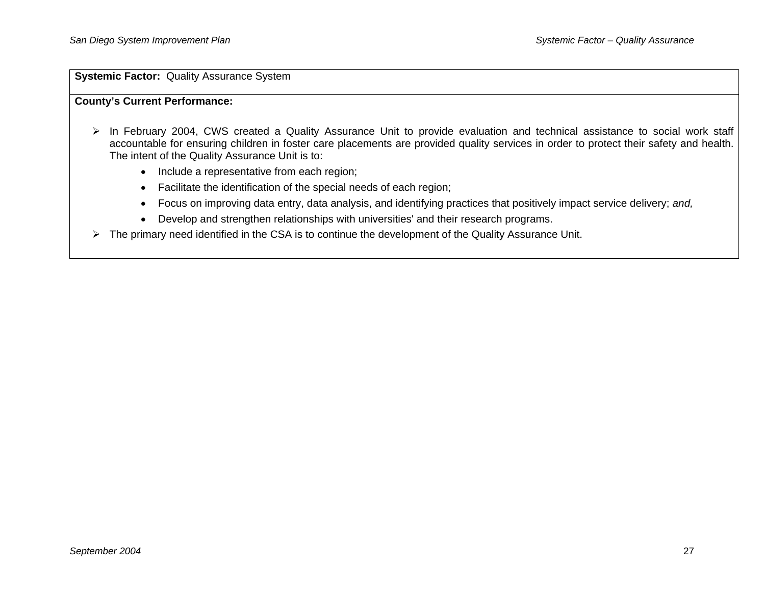**Systemic Factor:** Quality Assurance System

**County's Current Performance:**

- In February 2004, CWS created a Quality Assurance Unit to provide evaluation and technical assistance to social work staff accountable for ensuring children in foster care placements are provided quality services in order to protect their safety and health. The intent of the Quality Assurance Unit is to:
  - Include a representative from each region;
  - Facilitate the identification of the special needs of each region;
  - Focus on improving data entry, data analysis, and identifying practices that positively impact service delivery; *and,*
  - Develop and strengthen relationships with universities' and their research programs.
- The primary need identified in the CSA is to continue the development of the Quality Assurance Unit.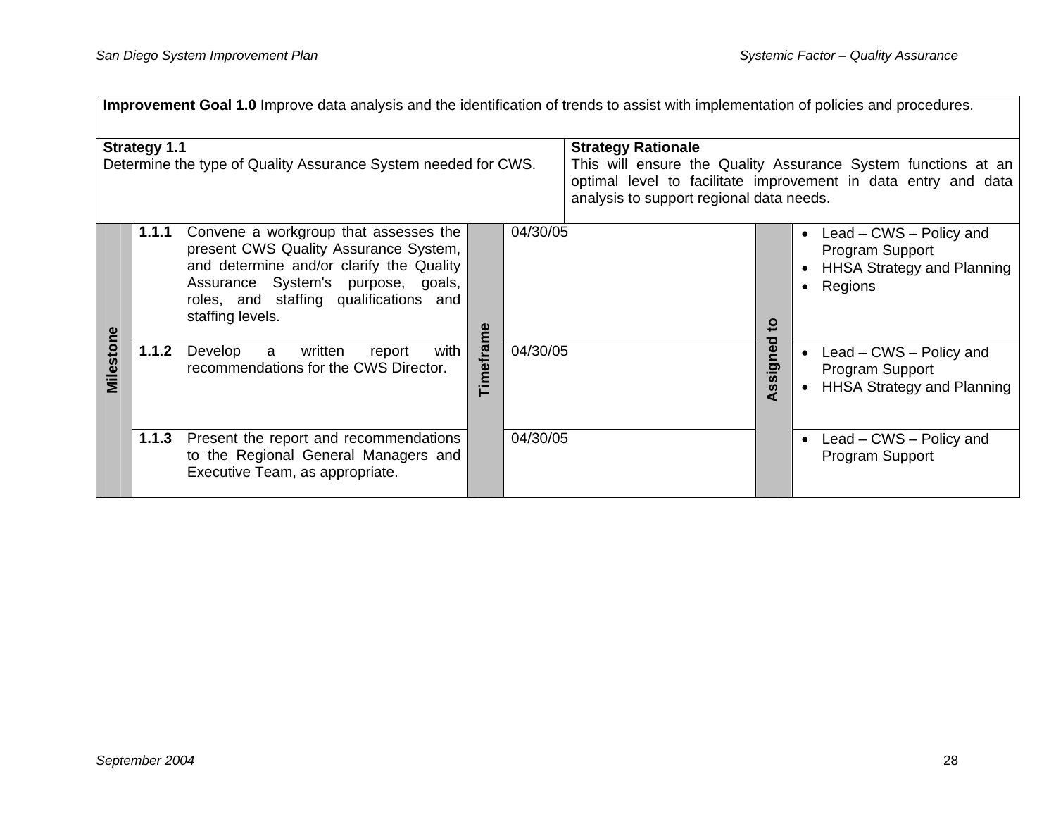**Improvement Goal 1.0** Improve data analysis and the identification of trends to assist with implementation of policies and procedures.

**Strategy 1.1**
Determine the type of Quality Assurance System needed for CWS.

**Strategy Rationale**
This will ensure the Quality Assurance System functions at an optimal level to facilitate improvement in data entry and data analysis to support regional data needs.

| Milestone | | Timeframe | Assigned to |
|---|---|---|---|
| 1.1.1 | Convene a workgroup that assesses the present CWS Quality Assurance System, and determine and/or clarify the Quality Assurance System's purpose, goals, roles, and staffing qualifications and staffing levels. | 04/30/05 | • Lead – CWS – Policy and Program Support<br>• HHSA Strategy and Planning<br>• Regions |
| 1.1.2 | Develop a written report with recommendations for the CWS Director. | 04/30/05 | • Lead – CWS – Policy and Program Support<br>• HHSA Strategy and Planning |
| 1.1.3 | Present the report and recommendations to the Regional General Managers and Executive Team, as appropriate. | 04/30/05 | • Lead – CWS – Policy and Program Support |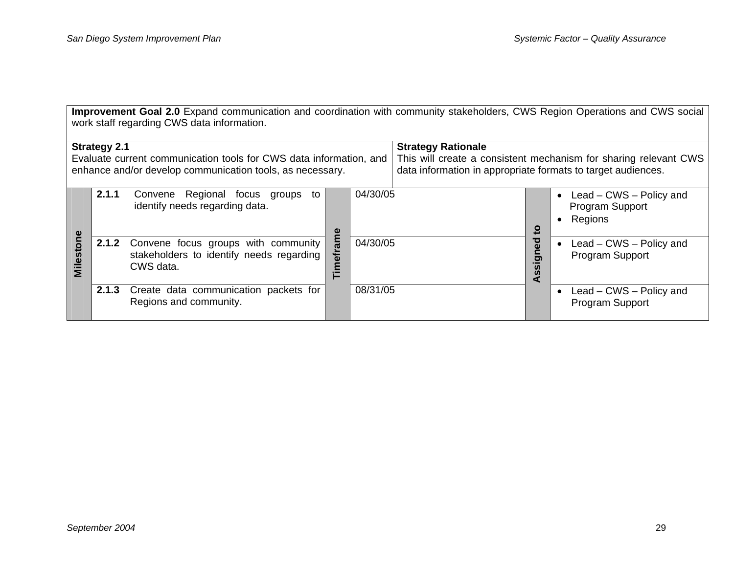**Improvement Goal 2.0** Expand communication and coordination with community stakeholders, CWS Region Operations and CWS social work staff regarding CWS data information.

| **Strategy 2.1** | **Strategy Rationale** |
|---|---|
| Evaluate current communication tools for CWS data information, and enhance and/or develop communication tools, as necessary. | This will create a consistent mechanism for sharing relevant CWS data information in appropriate formats to target audiences. |

| Milestone | Timeframe | Assigned to |
|---|---|---|
| **2.1.1** Convene Regional focus groups to identify needs regarding data. | 04/30/05 | • Lead – CWS – Policy and Program Support<br>• Regions |
| **2.1.2** Convene focus groups with community stakeholders to identify needs regarding CWS data. | 04/30/05 | • Lead – CWS – Policy and Program Support |
| **2.1.3** Create data communication packets for Regions and community. | 08/31/05 | • Lead – CWS – Policy and Program Support |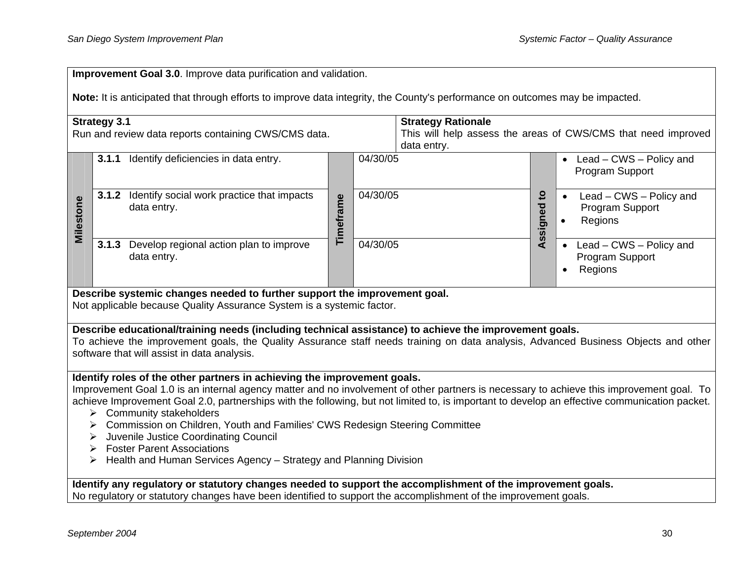**Improvement Goal 3.0**. Improve data purification and validation.

**Note:** It is anticipated that through efforts to improve data integrity, the County's performance on outcomes may be impacted.

| **Strategy 3.1** | **Strategy Rationale** |
|---|---|
| Run and review data reports containing CWS/CMS data. | This will help assess the areas of CWS/CMS that need improved data entry. |

| Milestone | Timeframe | Assigned to |
|---|---|---|
| **3.1.1** Identify deficiencies in data entry. | 04/30/05 | • Lead – CWS – Policy and Program Support |
| **3.1.2** Identify social work practice that impacts data entry. | 04/30/05 | • Lead – CWS – Policy and Program Support<br>• Regions |
| **3.1.3** Develop regional action plan to improve data entry. | 04/30/05 | • Lead – CWS – Policy and Program Support<br>• Regions |

**Describe systemic changes needed to further support the improvement goal.**
Not applicable because Quality Assurance System is a systemic factor.

**Describe educational/training needs (including technical assistance) to achieve the improvement goals.**
To achieve the improvement goals, the Quality Assurance staff needs training on data analysis, Advanced Business Objects and other software that will assist in data analysis.

**Identify roles of the other partners in achieving the improvement goals.**
Improvement Goal 1.0 is an internal agency matter and no involvement of other partners is necessary to achieve this improvement goal. To achieve Improvement Goal 2.0, partnerships with the following, but not limited to, is important to develop an effective communication packet.

- Community stakeholders
- Commission on Children, Youth and Families' CWS Redesign Steering Committee
- Juvenile Justice Coordinating Council
- Foster Parent Associations
- Health and Human Services Agency – Strategy and Planning Division

**Identify any regulatory or statutory changes needed to support the accomplishment of the improvement goals.**
No regulatory or statutory changes have been identified to support the accomplishment of the improvement goals.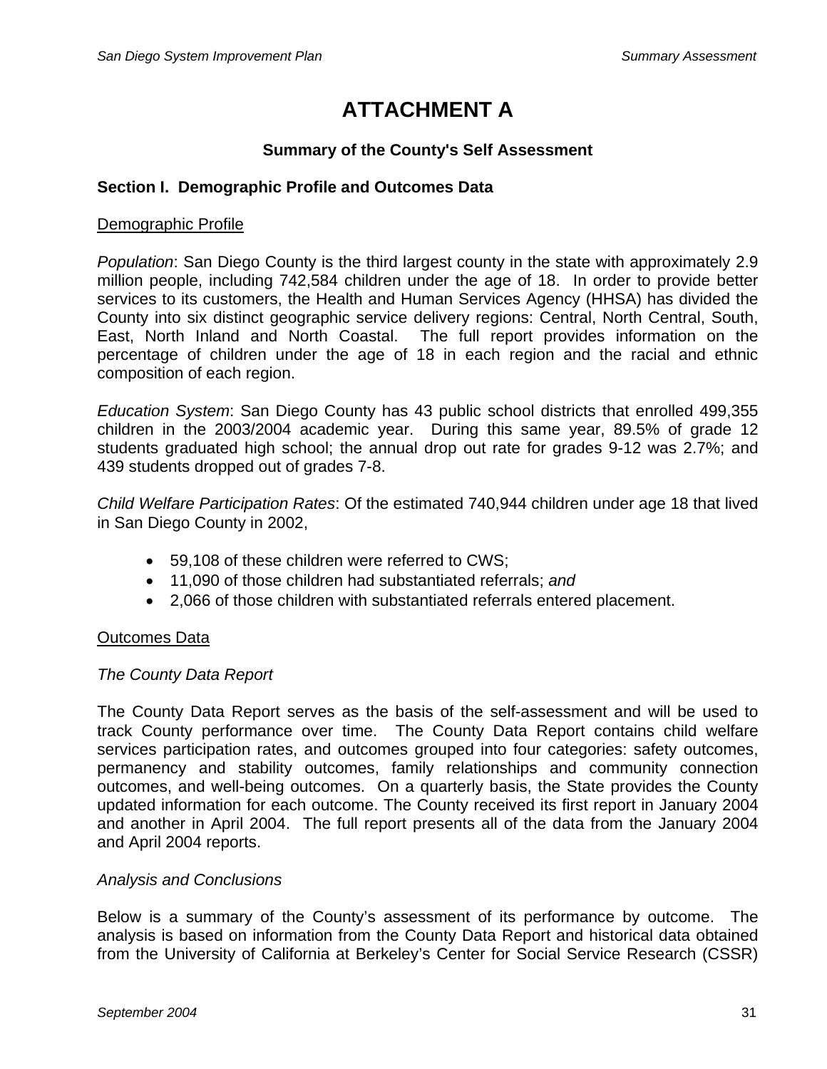# ATTACHMENT A

### Summary of the County's Self Assessment

**Section I. Demographic Profile and Outcomes Data**

<u>Demographic Profile</u>

*Population*: San Diego County is the third largest county in the state with approximately 2.9 million people, including 742,584 children under the age of 18. In order to provide better services to its customers, the Health and Human Services Agency (HHSA) has divided the County into six distinct geographic service delivery regions: Central, North Central, South, East, North Inland and North Coastal. The full report provides information on the percentage of children under the age of 18 in each region and the racial and ethnic composition of each region.

*Education System*: San Diego County has 43 public school districts that enrolled 499,355 children in the 2003/2004 academic year. During this same year, 89.5% of grade 12 students graduated high school; the annual drop out rate for grades 9-12 was 2.7%; and 439 students dropped out of grades 7-8.

*Child Welfare Participation Rates*: Of the estimated 740,944 children under age 18 that lived in San Diego County in 2002,

- 59,108 of these children were referred to CWS;
- 11,090 of those children had substantiated referrals; *and*
- 2,066 of those children with substantiated referrals entered placement.

<u>Outcomes Data</u>

*The County Data Report*

The County Data Report serves as the basis of the self-assessment and will be used to track County performance over time. The County Data Report contains child welfare services participation rates, and outcomes grouped into four categories: safety outcomes, permanency and stability outcomes, family relationships and community connection outcomes, and well-being outcomes. On a quarterly basis, the State provides the County updated information for each outcome. The County received its first report in January 2004 and another in April 2004. The full report presents all of the data from the January 2004 and April 2004 reports.

*Analysis and Conclusions*

Below is a summary of the County's assessment of its performance by outcome. The analysis is based on information from the County Data Report and historical data obtained from the University of California at Berkeley's Center for Social Service Research (CSSR)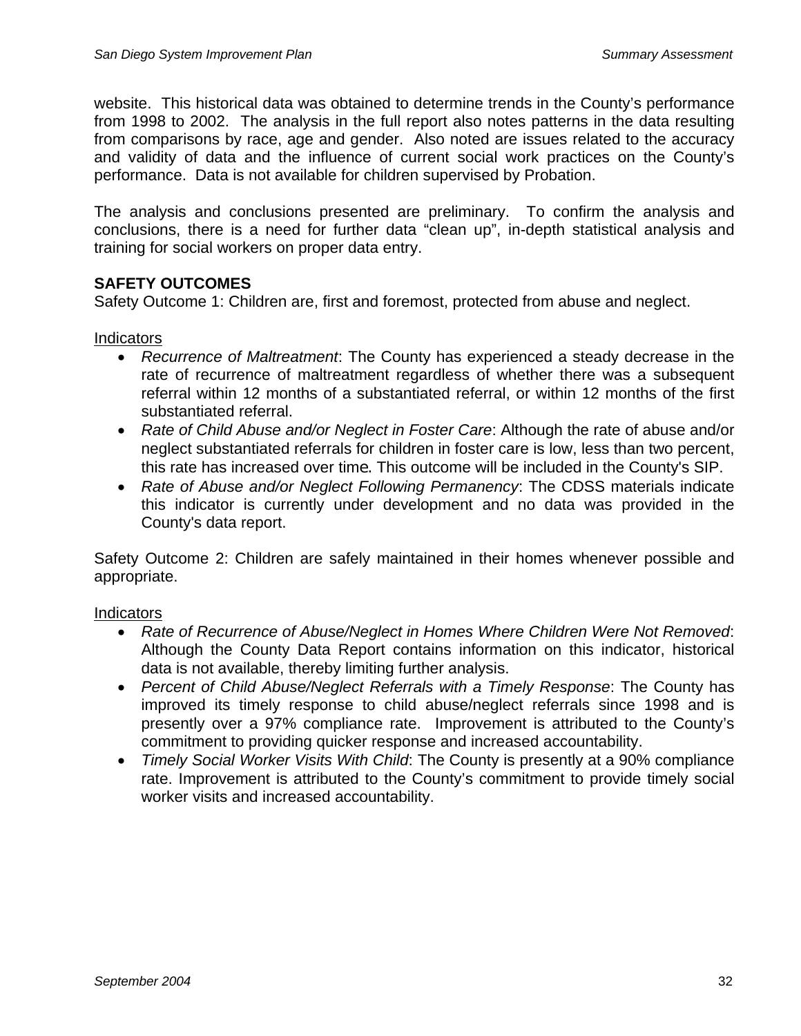website. This historical data was obtained to determine trends in the County's performance from 1998 to 2002. The analysis in the full report also notes patterns in the data resulting from comparisons by race, age and gender. Also noted are issues related to the accuracy and validity of data and the influence of current social work practices on the County's performance. Data is not available for children supervised by Probation.

The analysis and conclusions presented are preliminary. To confirm the analysis and conclusions, there is a need for further data "clean up", in-depth statistical analysis and training for social workers on proper data entry.

**SAFETY OUTCOMES**

Safety Outcome 1: Children are, first and foremost, protected from abuse and neglect.

<u>Indicators</u>

- *Recurrence of Maltreatment*: The County has experienced a steady decrease in the rate of recurrence of maltreatment regardless of whether there was a subsequent referral within 12 months of a substantiated referral, or within 12 months of the first substantiated referral.
- *Rate of Child Abuse and/or Neglect in Foster Care*: Although the rate of abuse and/or neglect substantiated referrals for children in foster care is low, less than two percent, this rate has increased over time. This outcome will be included in the County's SIP.
- *Rate of Abuse and/or Neglect Following Permanency*: The CDSS materials indicate this indicator is currently under development and no data was provided in the County's data report.

Safety Outcome 2: Children are safely maintained in their homes whenever possible and appropriate.

<u>Indicators</u>

- *Rate of Recurrence of Abuse/Neglect in Homes Where Children Were Not Removed*: Although the County Data Report contains information on this indicator, historical data is not available, thereby limiting further analysis.
- *Percent of Child Abuse/Neglect Referrals with a Timely Response*: The County has improved its timely response to child abuse/neglect referrals since 1998 and is presently over a 97% compliance rate. Improvement is attributed to the County's commitment to providing quicker response and increased accountability.
- *Timely Social Worker Visits With Child*: The County is presently at a 90% compliance rate. Improvement is attributed to the County's commitment to provide timely social worker visits and increased accountability.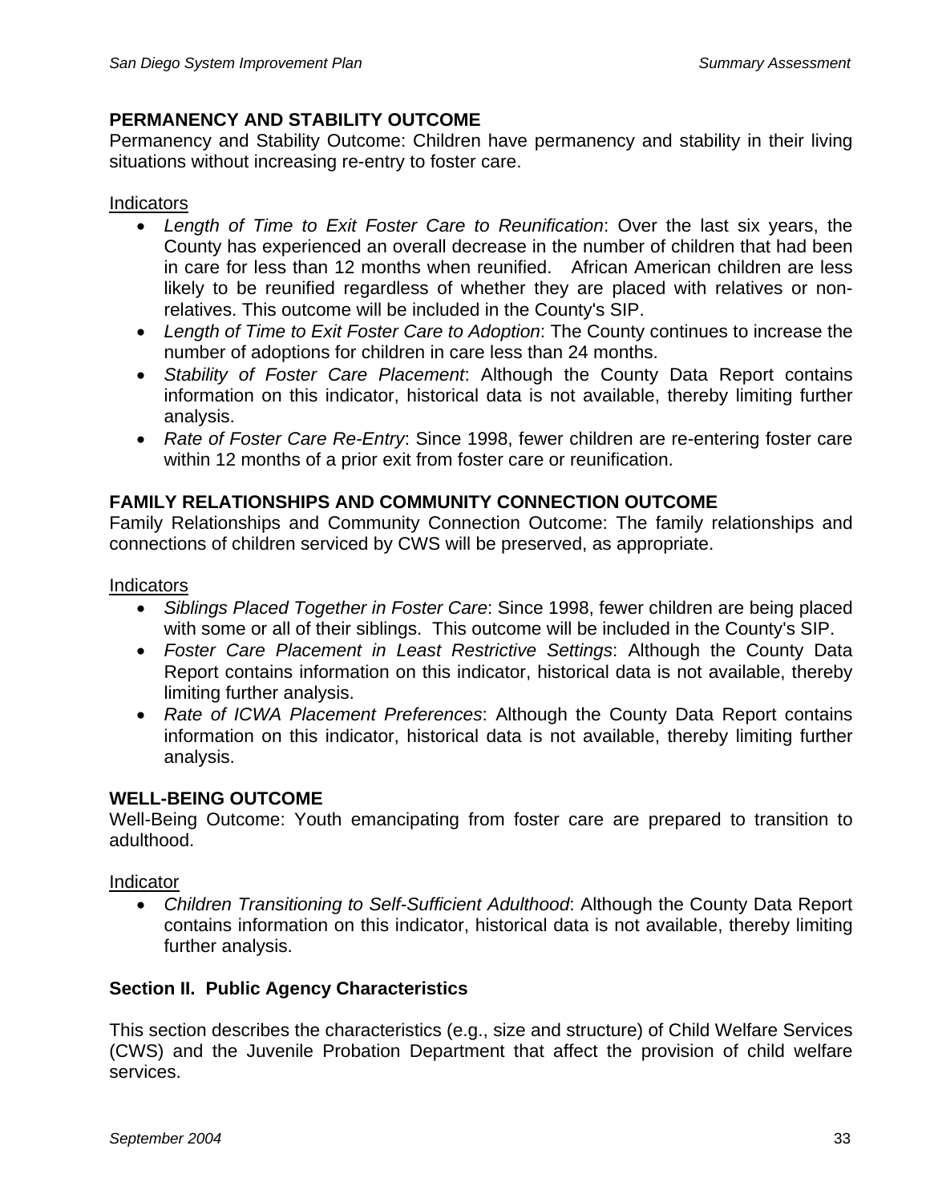## PERMANENCY AND STABILITY OUTCOME

Permanency and Stability Outcome: Children have permanency and stability in their living situations without increasing re-entry to foster care.

Indicators

- *Length of Time to Exit Foster Care to Reunification*: Over the last six years, the County has experienced an overall decrease in the number of children that had been in care for less than 12 months when reunified. African American children are less likely to be reunified regardless of whether they are placed with relatives or non-relatives. This outcome will be included in the County's SIP.
- *Length of Time to Exit Foster Care to Adoption*: The County continues to increase the number of adoptions for children in care less than 24 months.
- *Stability of Foster Care Placement*: Although the County Data Report contains information on this indicator, historical data is not available, thereby limiting further analysis.
- *Rate of Foster Care Re-Entry*: Since 1998, fewer children are re-entering foster care within 12 months of a prior exit from foster care or reunification.

## FAMILY RELATIONSHIPS AND COMMUNITY CONNECTION OUTCOME

Family Relationships and Community Connection Outcome: The family relationships and connections of children serviced by CWS will be preserved, as appropriate.

Indicators

- *Siblings Placed Together in Foster Care*: Since 1998, fewer children are being placed with some or all of their siblings. This outcome will be included in the County's SIP.
- *Foster Care Placement in Least Restrictive Settings*: Although the County Data Report contains information on this indicator, historical data is not available, thereby limiting further analysis.
- *Rate of ICWA Placement Preferences*: Although the County Data Report contains information on this indicator, historical data is not available, thereby limiting further analysis.

## WELL-BEING OUTCOME

Well-Being Outcome: Youth emancipating from foster care are prepared to transition to adulthood.

Indicator

- *Children Transitioning to Self-Sufficient Adulthood*: Although the County Data Report contains information on this indicator, historical data is not available, thereby limiting further analysis.

## Section II. Public Agency Characteristics

This section describes the characteristics (e.g., size and structure) of Child Welfare Services (CWS) and the Juvenile Probation Department that affect the provision of child welfare services.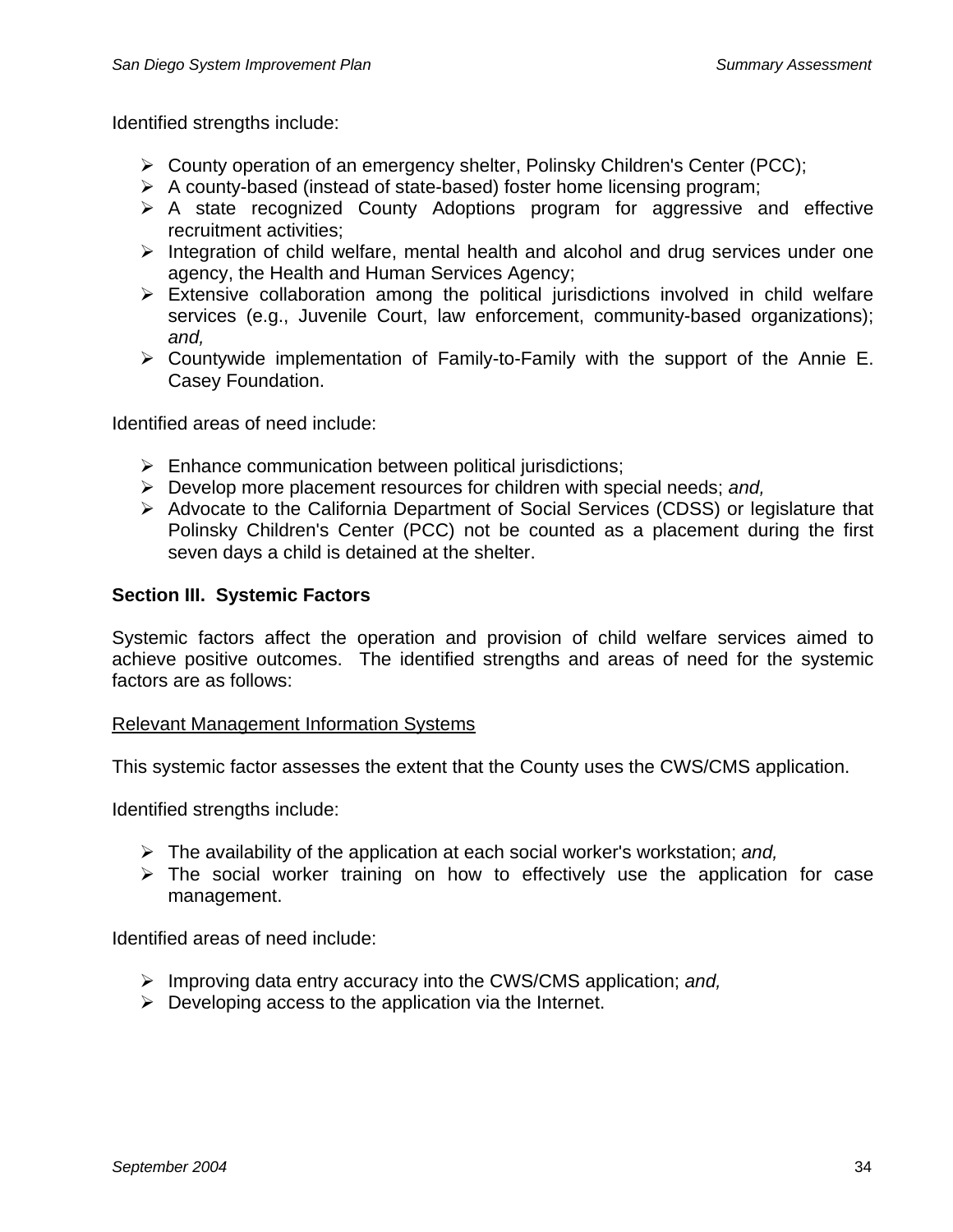Identified strengths include:

- County operation of an emergency shelter, Polinsky Children's Center (PCC);
- A county-based (instead of state-based) foster home licensing program;
- A state recognized County Adoptions program for aggressive and effective recruitment activities;
- Integration of child welfare, mental health and alcohol and drug services under one agency, the Health and Human Services Agency;
- Extensive collaboration among the political jurisdictions involved in child welfare services (e.g., Juvenile Court, law enforcement, community-based organizations); *and,*
- Countywide implementation of Family-to-Family with the support of the Annie E. Casey Foundation.

Identified areas of need include:

- Enhance communication between political jurisdictions;
- Develop more placement resources for children with special needs; *and,*
- Advocate to the California Department of Social Services (CDSS) or legislature that Polinsky Children's Center (PCC) not be counted as a placement during the first seven days a child is detained at the shelter.

**Section III. Systemic Factors**

Systemic factors affect the operation and provision of child welfare services aimed to achieve positive outcomes. The identified strengths and areas of need for the systemic factors are as follows:

<u>Relevant Management Information Systems</u>

This systemic factor assesses the extent that the County uses the CWS/CMS application.

Identified strengths include:

- The availability of the application at each social worker's workstation; *and,*
- The social worker training on how to effectively use the application for case management.

Identified areas of need include:

- Improving data entry accuracy into the CWS/CMS application; *and,*
- Developing access to the application via the Internet.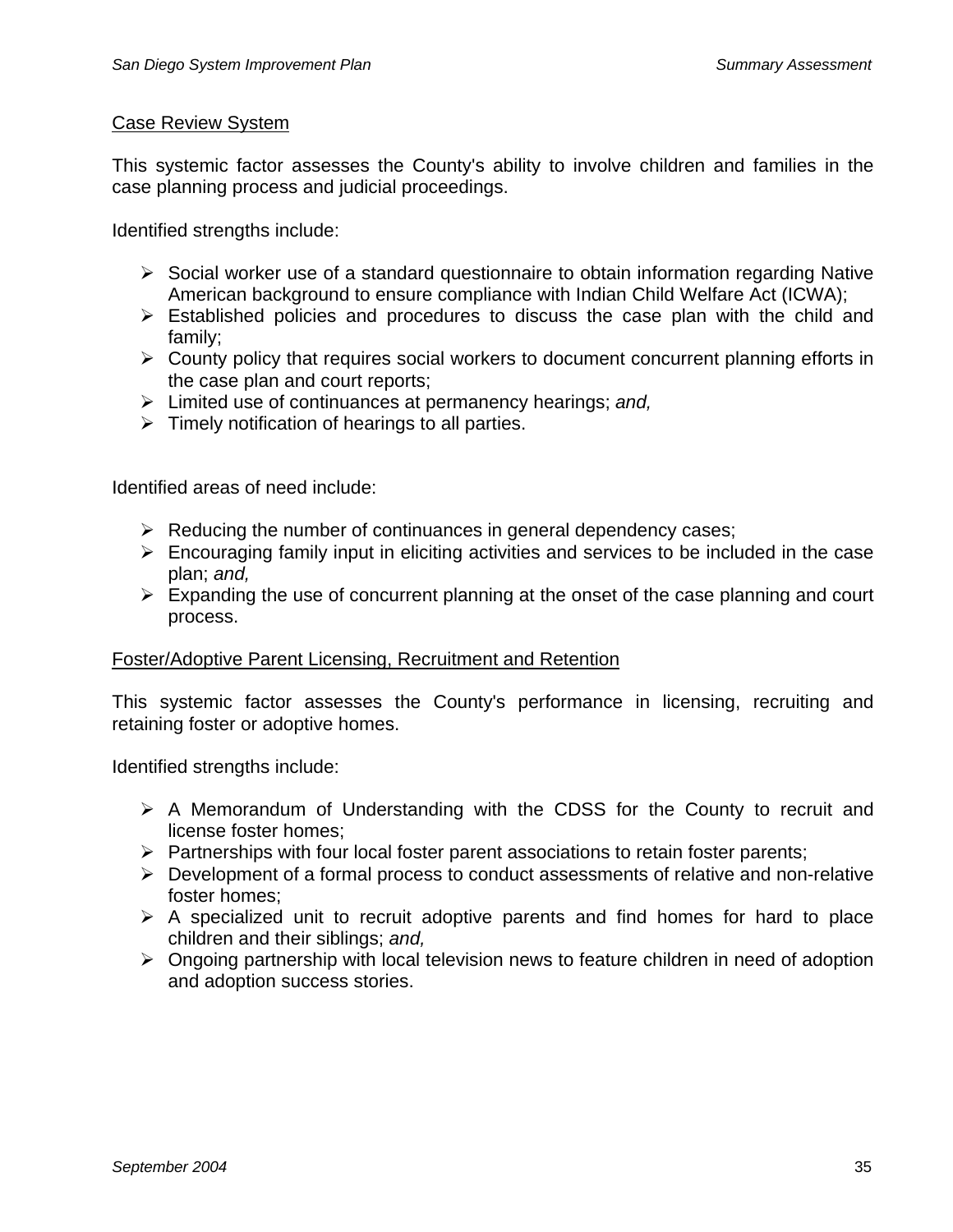<u>Case Review System</u>

This systemic factor assesses the County's ability to involve children and families in the case planning process and judicial proceedings.

Identified strengths include:

- Social worker use of a standard questionnaire to obtain information regarding Native American background to ensure compliance with Indian Child Welfare Act (ICWA);
- Established policies and procedures to discuss the case plan with the child and family;
- County policy that requires social workers to document concurrent planning efforts in the case plan and court reports;
- Limited use of continuances at permanency hearings; *and,*
- Timely notification of hearings to all parties.

Identified areas of need include:

- Reducing the number of continuances in general dependency cases;
- Encouraging family input in eliciting activities and services to be included in the case plan; *and,*
- Expanding the use of concurrent planning at the onset of the case planning and court process.

<u>Foster/Adoptive Parent Licensing, Recruitment and Retention</u>

This systemic factor assesses the County's performance in licensing, recruiting and retaining foster or adoptive homes.

Identified strengths include:

- A Memorandum of Understanding with the CDSS for the County to recruit and license foster homes;
- Partnerships with four local foster parent associations to retain foster parents;
- Development of a formal process to conduct assessments of relative and non-relative foster homes;
- A specialized unit to recruit adoptive parents and find homes for hard to place children and their siblings; *and,*
- Ongoing partnership with local television news to feature children in need of adoption and adoption success stories.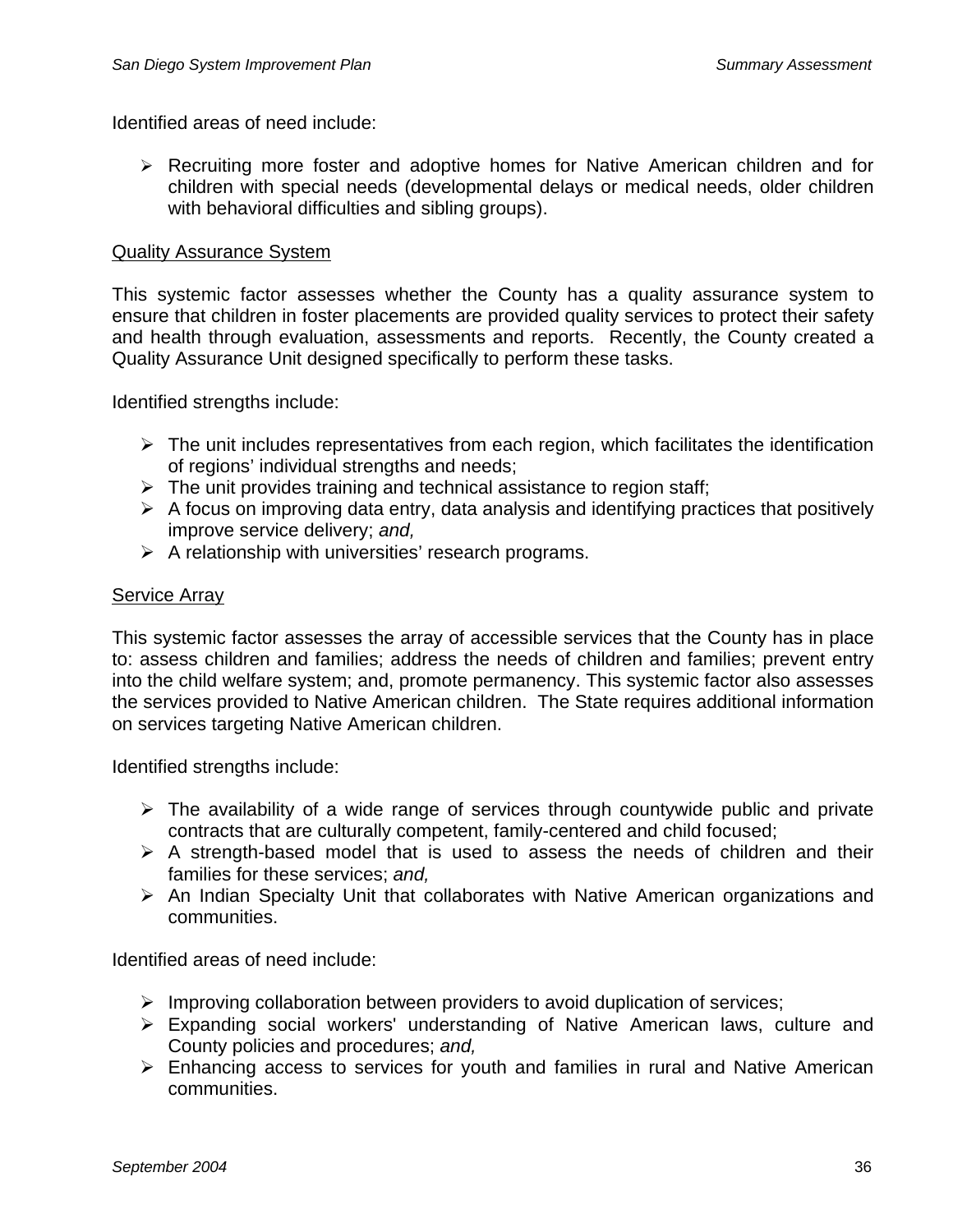Identified areas of need include:

- Recruiting more foster and adoptive homes for Native American children and for children with special needs (developmental delays or medical needs, older children with behavioral difficulties and sibling groups).

<u>Quality Assurance System</u>

This systemic factor assesses whether the County has a quality assurance system to ensure that children in foster placements are provided quality services to protect their safety and health through evaluation, assessments and reports. Recently, the County created a Quality Assurance Unit designed specifically to perform these tasks.

Identified strengths include:

- The unit includes representatives from each region, which facilitates the identification of regions' individual strengths and needs;
- The unit provides training and technical assistance to region staff;
- A focus on improving data entry, data analysis and identifying practices that positively improve service delivery; *and,*
- A relationship with universities' research programs.

<u>Service Array</u>

This systemic factor assesses the array of accessible services that the County has in place to: assess children and families; address the needs of children and families; prevent entry into the child welfare system; and, promote permanency. This systemic factor also assesses the services provided to Native American children. The State requires additional information on services targeting Native American children.

Identified strengths include:

- The availability of a wide range of services through countywide public and private contracts that are culturally competent, family-centered and child focused;
- A strength-based model that is used to assess the needs of children and their families for these services; *and,*
- An Indian Specialty Unit that collaborates with Native American organizations and communities.

Identified areas of need include:

- Improving collaboration between providers to avoid duplication of services;
- Expanding social workers' understanding of Native American laws, culture and County policies and procedures; *and,*
- Enhancing access to services for youth and families in rural and Native American communities.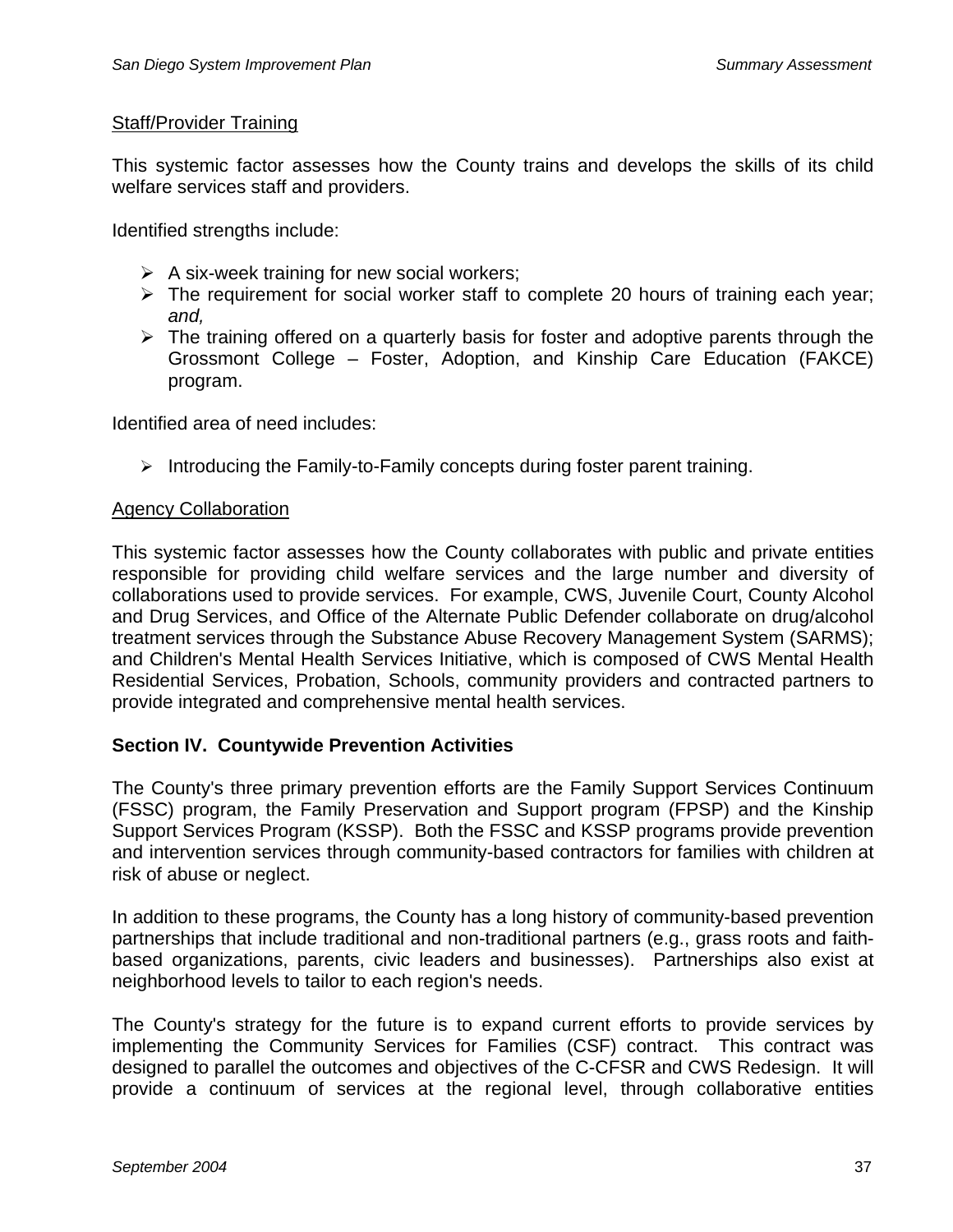Staff/Provider Training

This systemic factor assesses how the County trains and develops the skills of its child welfare services staff and providers.

Identified strengths include:

- A six-week training for new social workers;
- The requirement for social worker staff to complete 20 hours of training each year; *and,*
- The training offered on a quarterly basis for foster and adoptive parents through the Grossmont College – Foster, Adoption, and Kinship Care Education (FAKCE) program.

Identified area of need includes:

- Introducing the Family-to-Family concepts during foster parent training.

Agency Collaboration

This systemic factor assesses how the County collaborates with public and private entities responsible for providing child welfare services and the large number and diversity of collaborations used to provide services. For example, CWS, Juvenile Court, County Alcohol and Drug Services, and Office of the Alternate Public Defender collaborate on drug/alcohol treatment services through the Substance Abuse Recovery Management System (SARMS); and Children's Mental Health Services Initiative, which is composed of CWS Mental Health Residential Services, Probation, Schools, community providers and contracted partners to provide integrated and comprehensive mental health services.

## Section IV. Countywide Prevention Activities

The County's three primary prevention efforts are the Family Support Services Continuum (FSSC) program, the Family Preservation and Support program (FPSP) and the Kinship Support Services Program (KSSP). Both the FSSC and KSSP programs provide prevention and intervention services through community-based contractors for families with children at risk of abuse or neglect.

In addition to these programs, the County has a long history of community-based prevention partnerships that include traditional and non-traditional partners (e.g., grass roots and faith-based organizations, parents, civic leaders and businesses). Partnerships also exist at neighborhood levels to tailor to each region's needs.

The County's strategy for the future is to expand current efforts to provide services by implementing the Community Services for Families (CSF) contract. This contract was designed to parallel the outcomes and objectives of the C-CFSR and CWS Redesign. It will provide a continuum of services at the regional level, through collaborative entities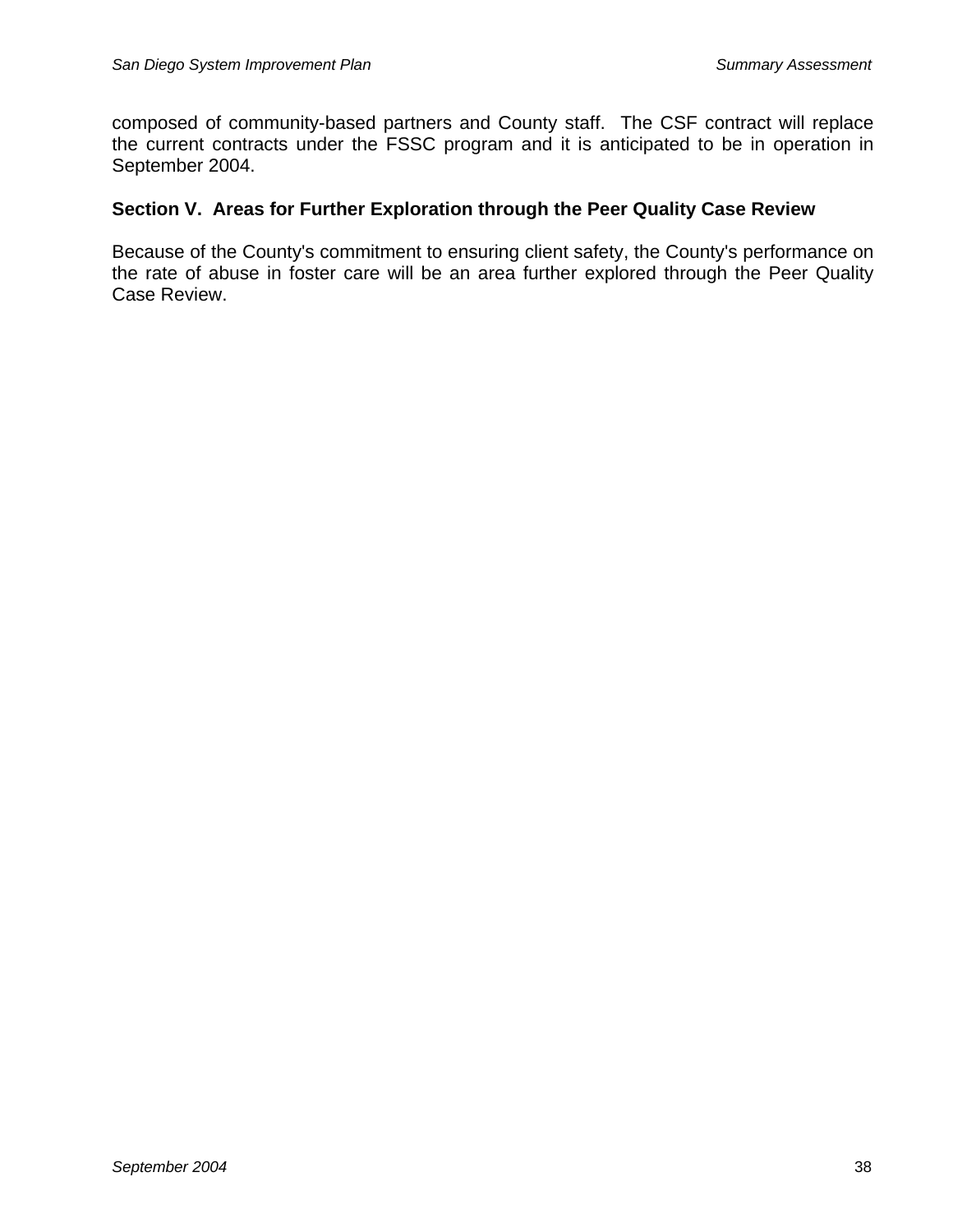composed of community-based partners and County staff. The CSF contract will replace the current contracts under the FSSC program and it is anticipated to be in operation in September 2004.

## Section V. Areas for Further Exploration through the Peer Quality Case Review

Because of the County's commitment to ensuring client safety, the County's performance on the rate of abuse in foster care will be an area further explored through the Peer Quality Case Review.